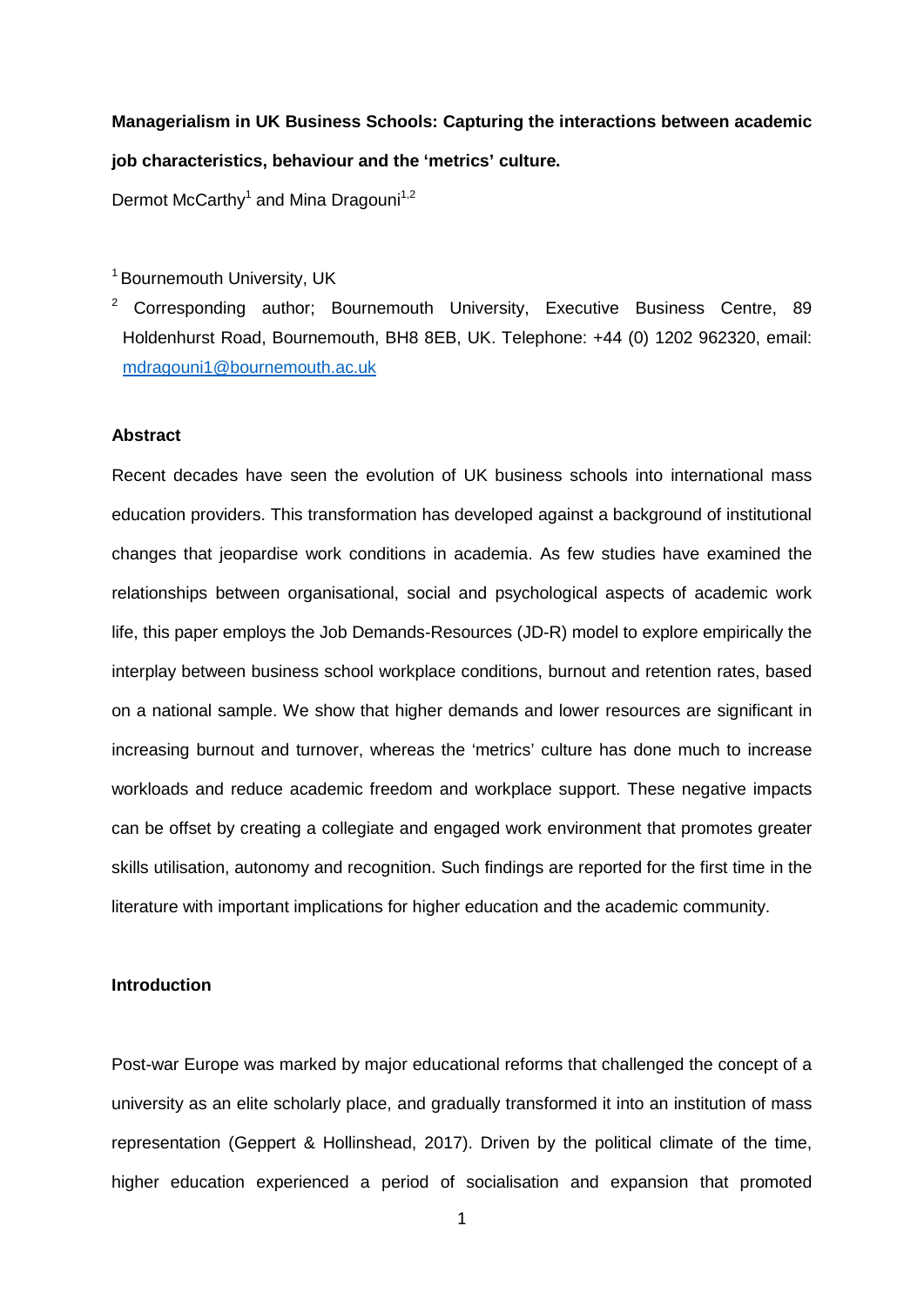**Managerialism in UK Business Schools: Capturing the interactions between academic job characteristics, behaviour and the 'metrics' culture.**

Dermot McCarthy[1] and Mina Dragouni[1,2]

[1] Bournemouth University, UK

[2] Corresponding author; Bournemouth University, Executive Business Centre, 89 Holdenhurst Road, Bournemouth, BH8 8EB, UK. Telephone: +44 (0) 1202 962320, email: mdragouni1@bournemouth.ac.uk

## Abstract

Recent decades have seen the evolution of UK business schools into international mass education providers. This transformation has developed against a background of institutional changes that jeopardise work conditions in academia. As few studies have examined the relationships between organisational, social and psychological aspects of academic work life, this paper employs the Job Demands-Resources (JD-R) model to explore empirically the interplay between business school workplace conditions, burnout and retention rates, based on a national sample. We show that higher demands and lower resources are significant in increasing burnout and turnover, whereas the 'metrics' culture has done much to increase workloads and reduce academic freedom and workplace support. These negative impacts can be offset by creating a collegiate and engaged work environment that promotes greater skills utilisation, autonomy and recognition. Such findings are reported for the first time in the literature with important implications for higher education and the academic community.

## Introduction

Post-war Europe was marked by major educational reforms that challenged the concept of a university as an elite scholarly place, and gradually transformed it into an institution of mass representation (Geppert & Hollinshead, 2017). Driven by the political climate of the time, higher education experienced a period of socialisation and expansion that promoted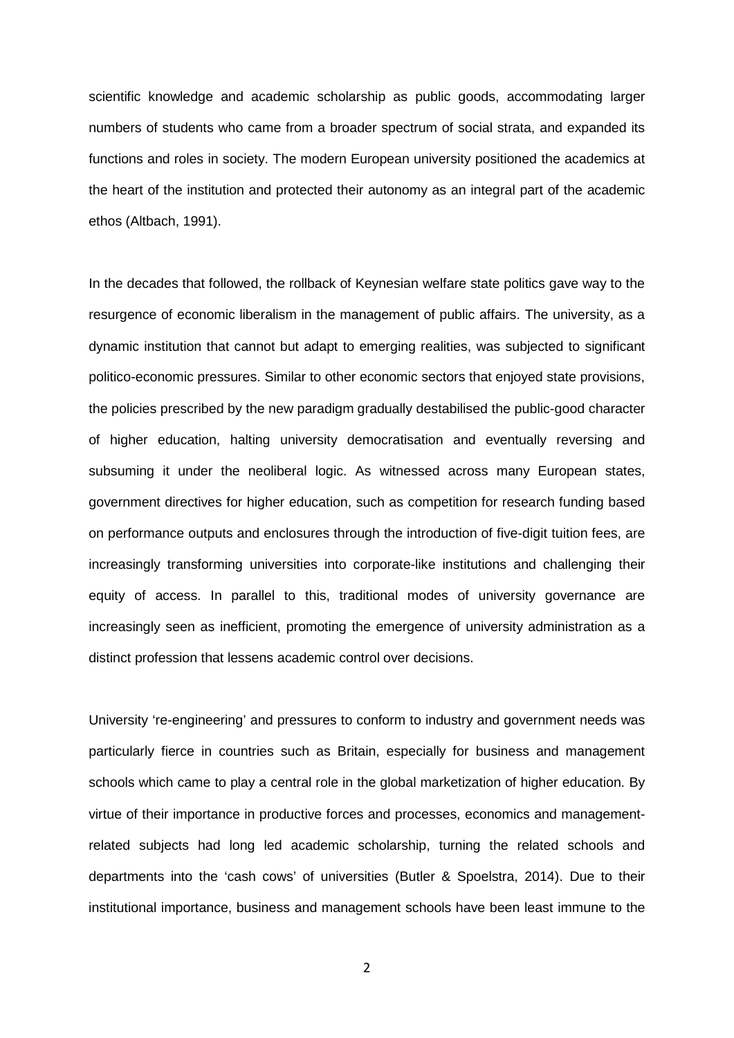scientific knowledge and academic scholarship as public goods, accommodating larger numbers of students who came from a broader spectrum of social strata, and expanded its functions and roles in society. The modern European university positioned the academics at the heart of the institution and protected their autonomy as an integral part of the academic ethos (Altbach, 1991).

In the decades that followed, the rollback of Keynesian welfare state politics gave way to the resurgence of economic liberalism in the management of public affairs. The university, as a dynamic institution that cannot but adapt to emerging realities, was subjected to significant politico-economic pressures. Similar to other economic sectors that enjoyed state provisions, the policies prescribed by the new paradigm gradually destabilised the public-good character of higher education, halting university democratisation and eventually reversing and subsuming it under the neoliberal logic. As witnessed across many European states, government directives for higher education, such as competition for research funding based on performance outputs and enclosures through the introduction of five-digit tuition fees, are increasingly transforming universities into corporate-like institutions and challenging their equity of access. In parallel to this, traditional modes of university governance are increasingly seen as inefficient, promoting the emergence of university administration as a distinct profession that lessens academic control over decisions.

University 're-engineering' and pressures to conform to industry and government needs was particularly fierce in countries such as Britain, especially for business and management schools which came to play a central role in the global marketization of higher education. By virtue of their importance in productive forces and processes, economics and management-related subjects had long led academic scholarship, turning the related schools and departments into the 'cash cows' of universities (Butler & Spoelstra, 2014). Due to their institutional importance, business and management schools have been least immune to the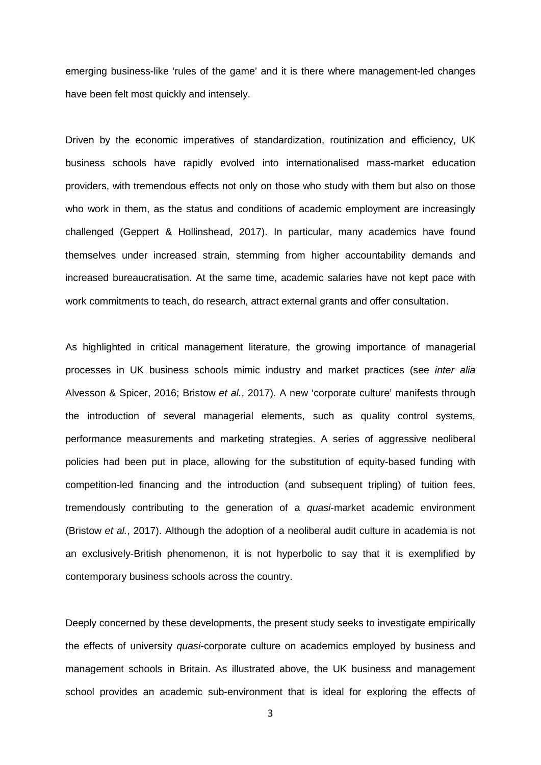emerging business-like ‘rules of the game’ and it is there where management-led changes have been felt most quickly and intensely.

Driven by the economic imperatives of standardization, routinization and efficiency, UK business schools have rapidly evolved into internationalised mass-market education providers, with tremendous effects not only on those who study with them but also on those who work in them, as the status and conditions of academic employment are increasingly challenged (Geppert & Hollinshead, 2017). In particular, many academics have found themselves under increased strain, stemming from higher accountability demands and increased bureaucratisation. At the same time, academic salaries have not kept pace with work commitments to teach, do research, attract external grants and offer consultation.

As highlighted in critical management literature, the growing importance of managerial processes in UK business schools mimic industry and market practices (see *inter alia* Alvesson & Spicer, 2016; Bristow *et al.*, 2017). A new ‘corporate culture’ manifests through the introduction of several managerial elements, such as quality control systems, performance measurements and marketing strategies. A series of aggressive neoliberal policies had been put in place, allowing for the substitution of equity-based funding with competition-led financing and the introduction (and subsequent tripling) of tuition fees, tremendously contributing to the generation of a *quasi*-market academic environment (Bristow *et al.*, 2017). Although the adoption of a neoliberal audit culture in academia is not an exclusively-British phenomenon, it is not hyperbolic to say that it is exemplified by contemporary business schools across the country.

Deeply concerned by these developments, the present study seeks to investigate empirically the effects of university *quasi*-corporate culture on academics employed by business and management schools in Britain. As illustrated above, the UK business and management school provides an academic sub-environment that is ideal for exploring the effects of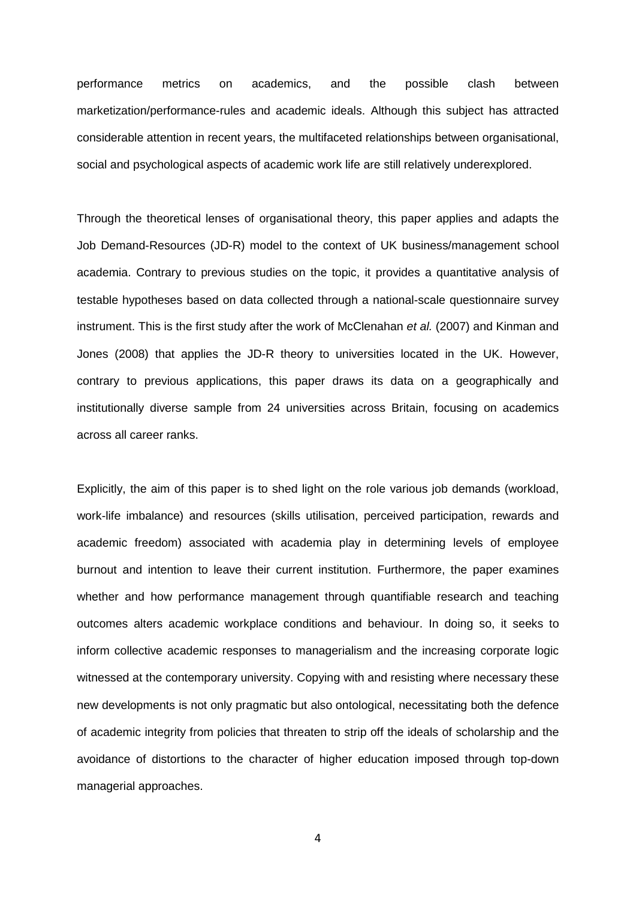performance metrics on academics, and the possible clash between marketization/performance-rules and academic ideals. Although this subject has attracted considerable attention in recent years, the multifaceted relationships between organisational, social and psychological aspects of academic work life are still relatively underexplored.

Through the theoretical lenses of organisational theory, this paper applies and adapts the Job Demand-Resources (JD-R) model to the context of UK business/management school academia. Contrary to previous studies on the topic, it provides a quantitative analysis of testable hypotheses based on data collected through a national-scale questionnaire survey instrument. This is the first study after the work of McClenahan *et al.* (2007) and Kinman and Jones (2008) that applies the JD-R theory to universities located in the UK. However, contrary to previous applications, this paper draws its data on a geographically and institutionally diverse sample from 24 universities across Britain, focusing on academics across all career ranks.

Explicitly, the aim of this paper is to shed light on the role various job demands (workload, work-life imbalance) and resources (skills utilisation, perceived participation, rewards and academic freedom) associated with academia play in determining levels of employee burnout and intention to leave their current institution. Furthermore, the paper examines whether and how performance management through quantifiable research and teaching outcomes alters academic workplace conditions and behaviour. In doing so, it seeks to inform collective academic responses to managerialism and the increasing corporate logic witnessed at the contemporary university. Copying with and resisting where necessary these new developments is not only pragmatic but also ontological, necessitating both the defence of academic integrity from policies that threaten to strip off the ideals of scholarship and the avoidance of distortions to the character of higher education imposed through top-down managerial approaches.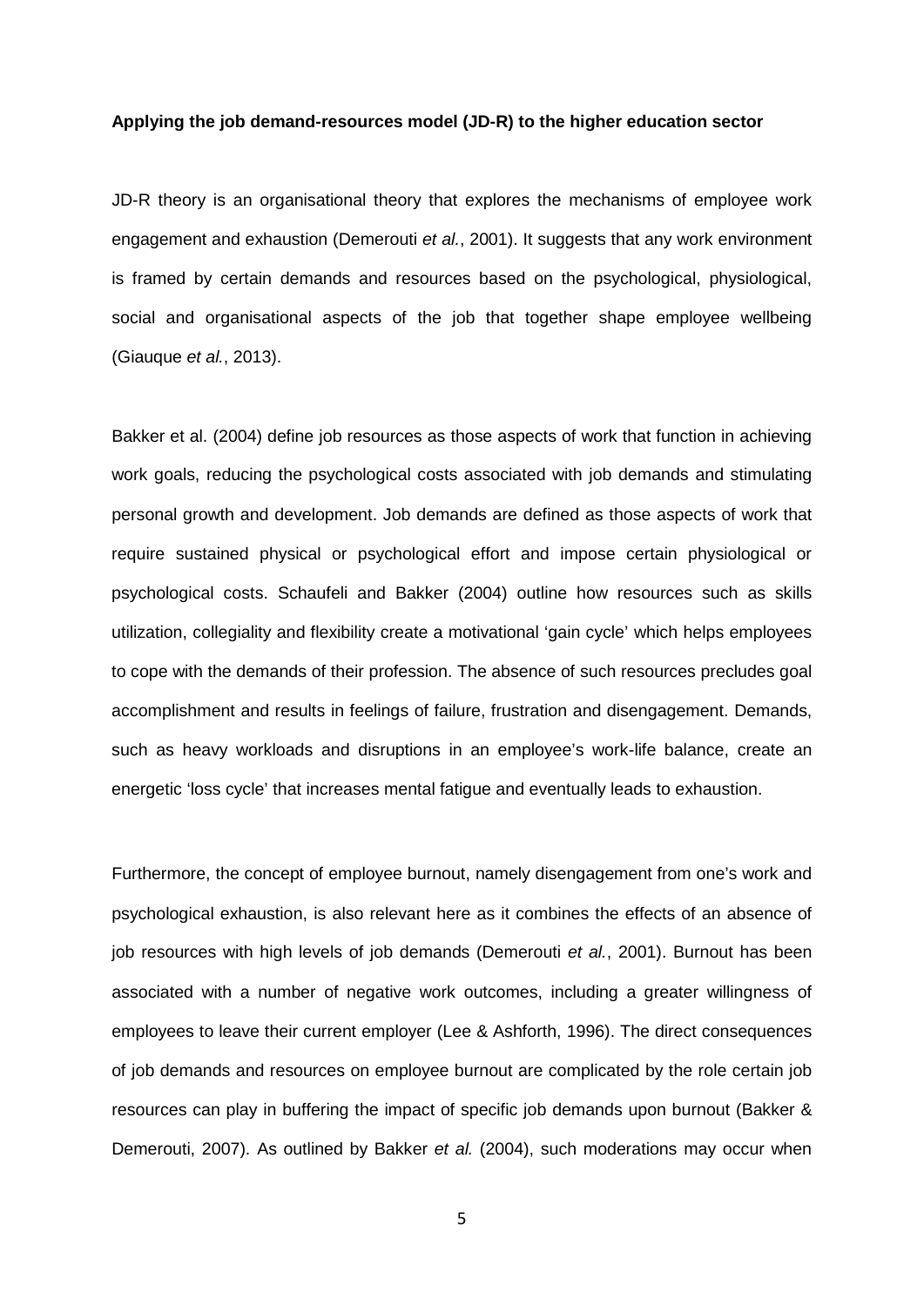**Applying the job demand-resources model (JD-R) to the higher education sector**

JD-R theory is an organisational theory that explores the mechanisms of employee work engagement and exhaustion (Demerouti *et al.*, 2001). It suggests that any work environment is framed by certain demands and resources based on the psychological, physiological, social and organisational aspects of the job that together shape employee wellbeing (Giauque *et al.*, 2013).

Bakker et al. (2004) define job resources as those aspects of work that function in achieving work goals, reducing the psychological costs associated with job demands and stimulating personal growth and development. Job demands are defined as those aspects of work that require sustained physical or psychological effort and impose certain physiological or psychological costs. Schaufeli and Bakker (2004) outline how resources such as skills utilization, collegiality and flexibility create a motivational 'gain cycle' which helps employees to cope with the demands of their profession. The absence of such resources precludes goal accomplishment and results in feelings of failure, frustration and disengagement. Demands, such as heavy workloads and disruptions in an employee's work-life balance, create an energetic 'loss cycle' that increases mental fatigue and eventually leads to exhaustion.

Furthermore, the concept of employee burnout, namely disengagement from one's work and psychological exhaustion, is also relevant here as it combines the effects of an absence of job resources with high levels of job demands (Demerouti *et al.*, 2001). Burnout has been associated with a number of negative work outcomes, including a greater willingness of employees to leave their current employer (Lee & Ashforth, 1996). The direct consequences of job demands and resources on employee burnout are complicated by the role certain job resources can play in buffering the impact of specific job demands upon burnout (Bakker & Demerouti, 2007). As outlined by Bakker *et al.* (2004), such moderations may occur when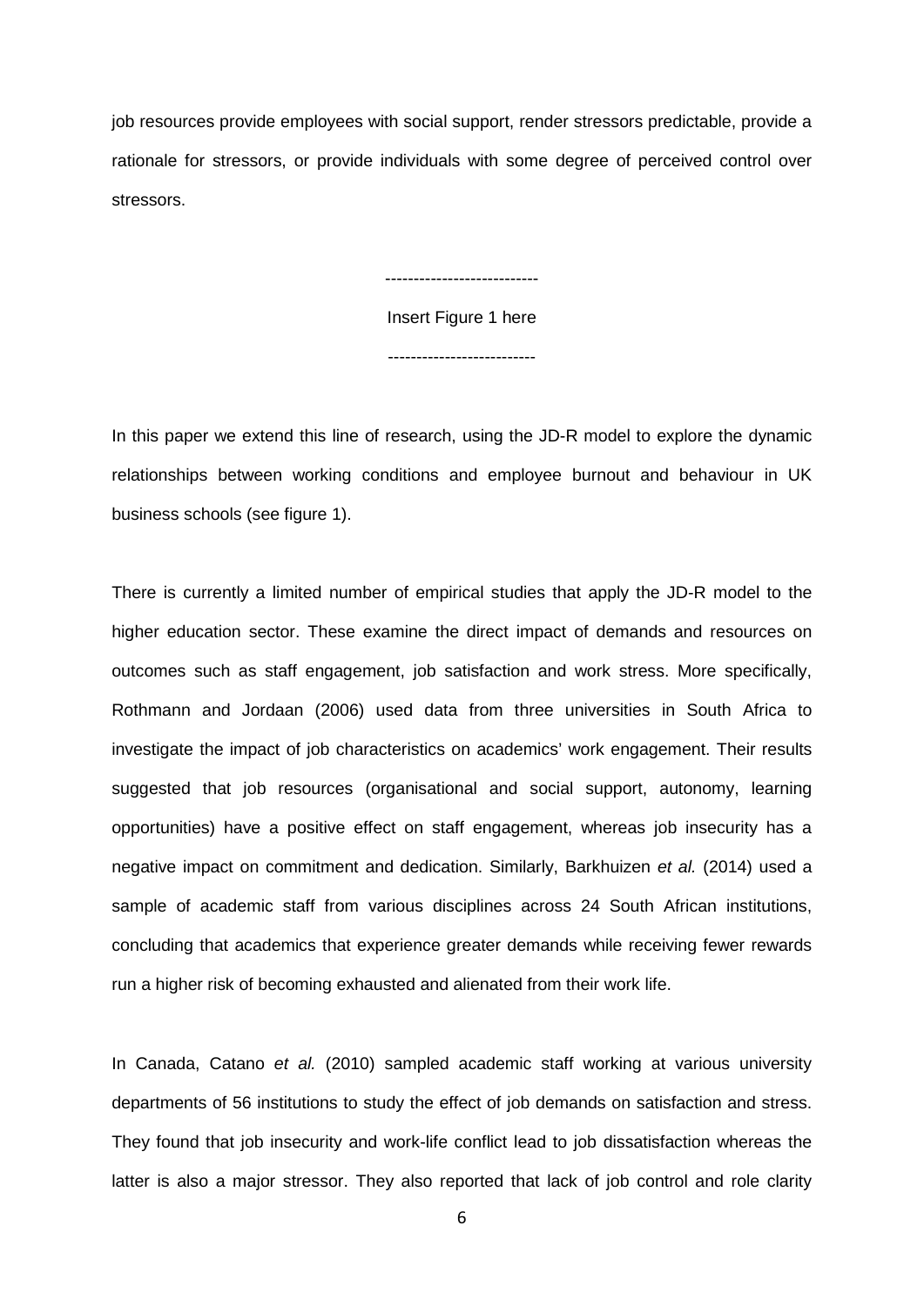job resources provide employees with social support, render stressors predictable, provide a rationale for stressors, or provide individuals with some degree of perceived control over stressors.

---------------------------

Insert Figure 1 here

--------------------------

In this paper we extend this line of research, using the JD-R model to explore the dynamic relationships between working conditions and employee burnout and behaviour in UK business schools (see figure 1).

There is currently a limited number of empirical studies that apply the JD-R model to the higher education sector. These examine the direct impact of demands and resources on outcomes such as staff engagement, job satisfaction and work stress. More specifically, Rothmann and Jordaan (2006) used data from three universities in South Africa to investigate the impact of job characteristics on academics' work engagement. Their results suggested that job resources (organisational and social support, autonomy, learning opportunities) have a positive effect on staff engagement, whereas job insecurity has a negative impact on commitment and dedication. Similarly, Barkhuizen *et al.* (2014) used a sample of academic staff from various disciplines across 24 South African institutions, concluding that academics that experience greater demands while receiving fewer rewards run a higher risk of becoming exhausted and alienated from their work life.

In Canada, Catano *et al.* (2010) sampled academic staff working at various university departments of 56 institutions to study the effect of job demands on satisfaction and stress. They found that job insecurity and work-life conflict lead to job dissatisfaction whereas the latter is also a major stressor. They also reported that lack of job control and role clarity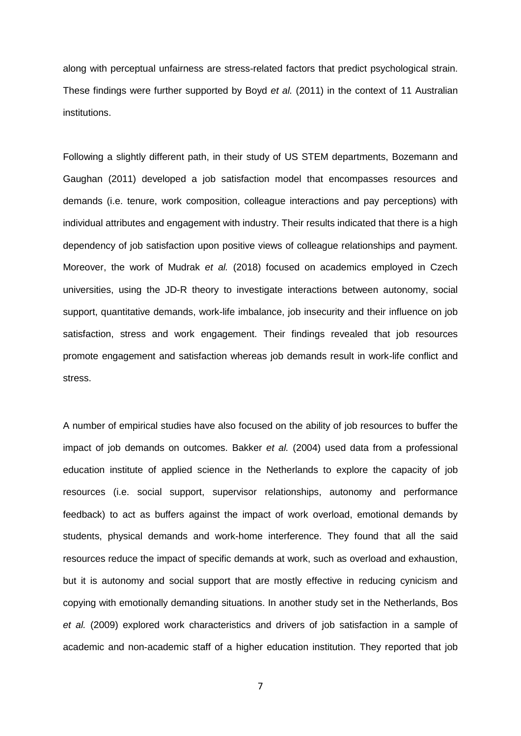along with perceptual unfairness are stress-related factors that predict psychological strain. These findings were further supported by Boyd *et al.* (2011) in the context of 11 Australian institutions.

Following a slightly different path, in their study of US STEM departments, Bozemann and Gaughan (2011) developed a job satisfaction model that encompasses resources and demands (i.e. tenure, work composition, colleague interactions and pay perceptions) with individual attributes and engagement with industry. Their results indicated that there is a high dependency of job satisfaction upon positive views of colleague relationships and payment. Moreover, the work of Mudrak *et al.* (2018) focused on academics employed in Czech universities, using the JD-R theory to investigate interactions between autonomy, social support, quantitative demands, work-life imbalance, job insecurity and their influence on job satisfaction, stress and work engagement. Their findings revealed that job resources promote engagement and satisfaction whereas job demands result in work-life conflict and stress.

A number of empirical studies have also focused on the ability of job resources to buffer the impact of job demands on outcomes. Bakker *et al.* (2004) used data from a professional education institute of applied science in the Netherlands to explore the capacity of job resources (i.e. social support, supervisor relationships, autonomy and performance feedback) to act as buffers against the impact of work overload, emotional demands by students, physical demands and work-home interference. They found that all the said resources reduce the impact of specific demands at work, such as overload and exhaustion, but it is autonomy and social support that are mostly effective in reducing cynicism and copying with emotionally demanding situations. In another study set in the Netherlands, Bos *et al.* (2009) explored work characteristics and drivers of job satisfaction in a sample of academic and non-academic staff of a higher education institution. They reported that job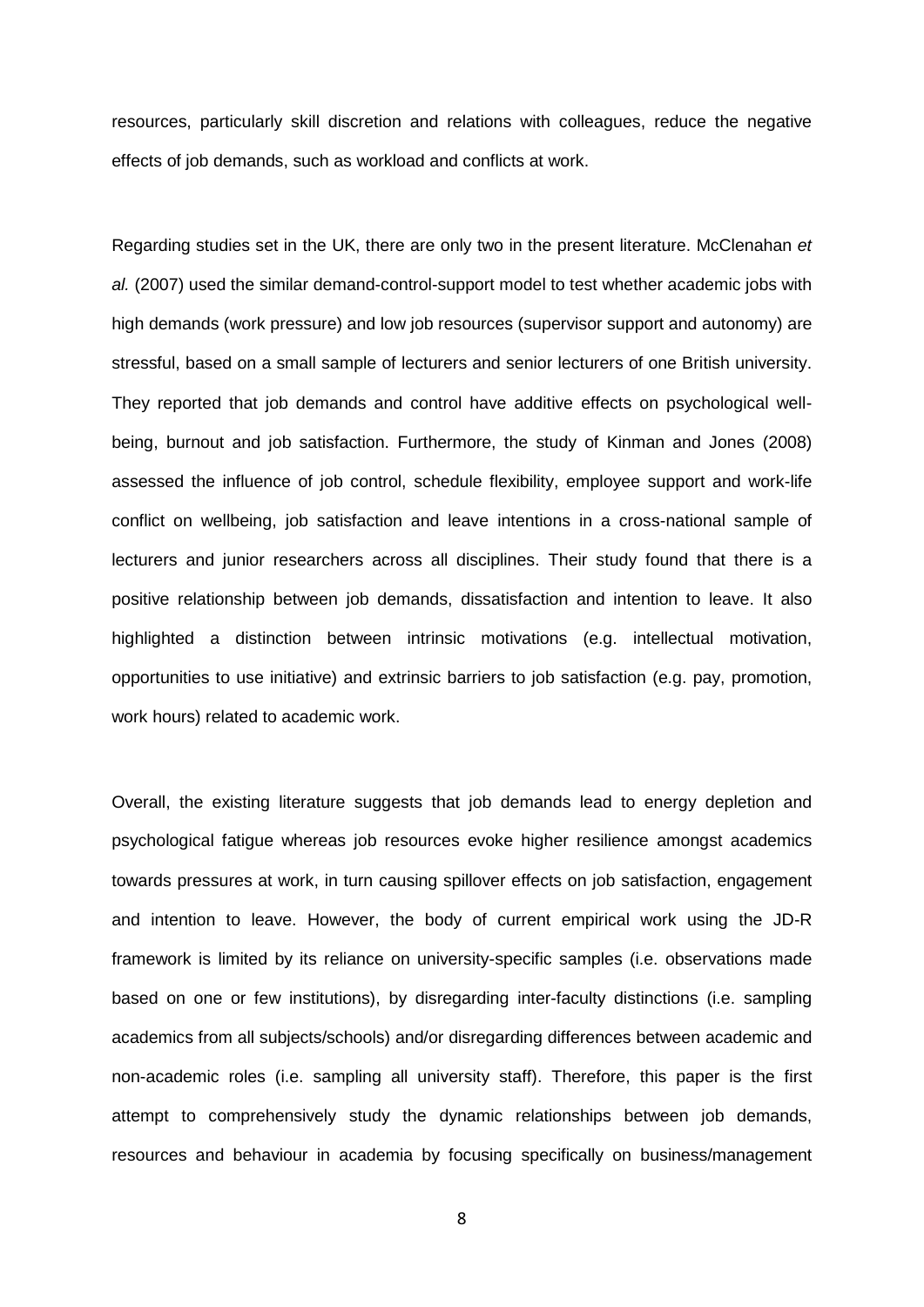resources, particularly skill discretion and relations with colleagues, reduce the negative effects of job demands, such as workload and conflicts at work.

Regarding studies set in the UK, there are only two in the present literature. McClenahan *et al.* (2007) used the similar demand-control-support model to test whether academic jobs with high demands (work pressure) and low job resources (supervisor support and autonomy) are stressful, based on a small sample of lecturers and senior lecturers of one British university. They reported that job demands and control have additive effects on psychological well-being, burnout and job satisfaction. Furthermore, the study of Kinman and Jones (2008) assessed the influence of job control, schedule flexibility, employee support and work-life conflict on wellbeing, job satisfaction and leave intentions in a cross-national sample of lecturers and junior researchers across all disciplines. Their study found that there is a positive relationship between job demands, dissatisfaction and intention to leave. It also highlighted a distinction between intrinsic motivations (e.g. intellectual motivation, opportunities to use initiative) and extrinsic barriers to job satisfaction (e.g. pay, promotion, work hours) related to academic work.

Overall, the existing literature suggests that job demands lead to energy depletion and psychological fatigue whereas job resources evoke higher resilience amongst academics towards pressures at work, in turn causing spillover effects on job satisfaction, engagement and intention to leave. However, the body of current empirical work using the JD-R framework is limited by its reliance on university-specific samples (i.e. observations made based on one or few institutions), by disregarding inter-faculty distinctions (i.e. sampling academics from all subjects/schools) and/or disregarding differences between academic and non-academic roles (i.e. sampling all university staff). Therefore, this paper is the first attempt to comprehensively study the dynamic relationships between job demands, resources and behaviour in academia by focusing specifically on business/management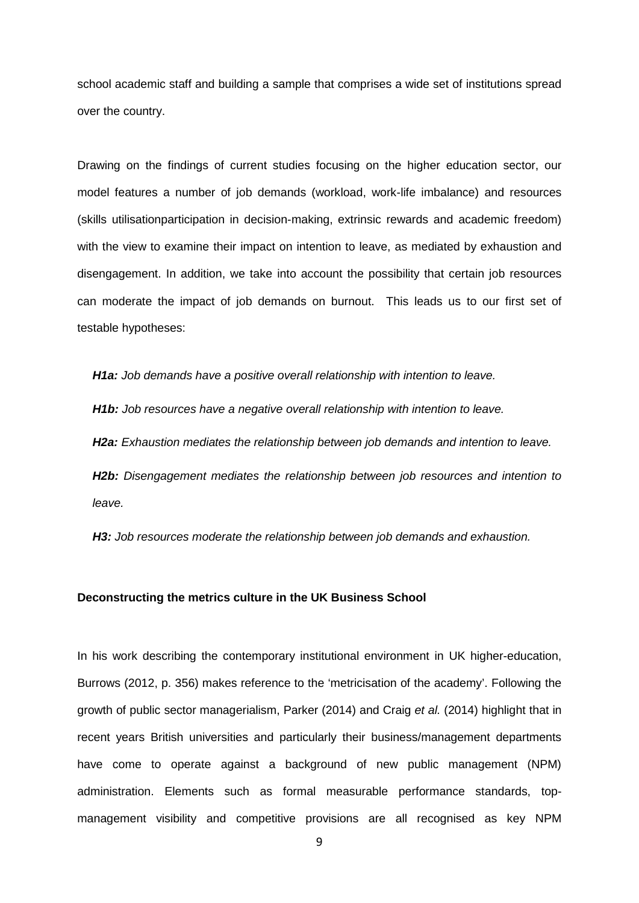school academic staff and building a sample that comprises a wide set of institutions spread over the country.

Drawing on the findings of current studies focusing on the higher education sector, our model features a number of job demands (workload, work-life imbalance) and resources (skills utilisationparticipation in decision-making, extrinsic rewards and academic freedom) with the view to examine their impact on intention to leave, as mediated by exhaustion and disengagement. In addition, we take into account the possibility that certain job resources can moderate the impact of job demands on burnout. This leads us to our first set of testable hypotheses:

***H1a:*** *Job demands have a positive overall relationship with intention to leave.*

***H1b:*** *Job resources have a negative overall relationship with intention to leave.*

***H2a:*** *Exhaustion mediates the relationship between job demands and intention to leave.*

***H2b:*** *Disengagement mediates the relationship between job resources and intention to leave.*

***H3:*** *Job resources moderate the relationship between job demands and exhaustion.*

**Deconstructing the metrics culture in the UK Business School**

In his work describing the contemporary institutional environment in UK higher-education, Burrows (2012, p. 356) makes reference to the 'metricisation of the academy'. Following the growth of public sector managerialism, Parker (2014) and Craig *et al.* (2014) highlight that in recent years British universities and particularly their business/management departments have come to operate against a background of new public management (NPM) administration. Elements such as formal measurable performance standards, top-management visibility and competitive provisions are all recognised as key NPM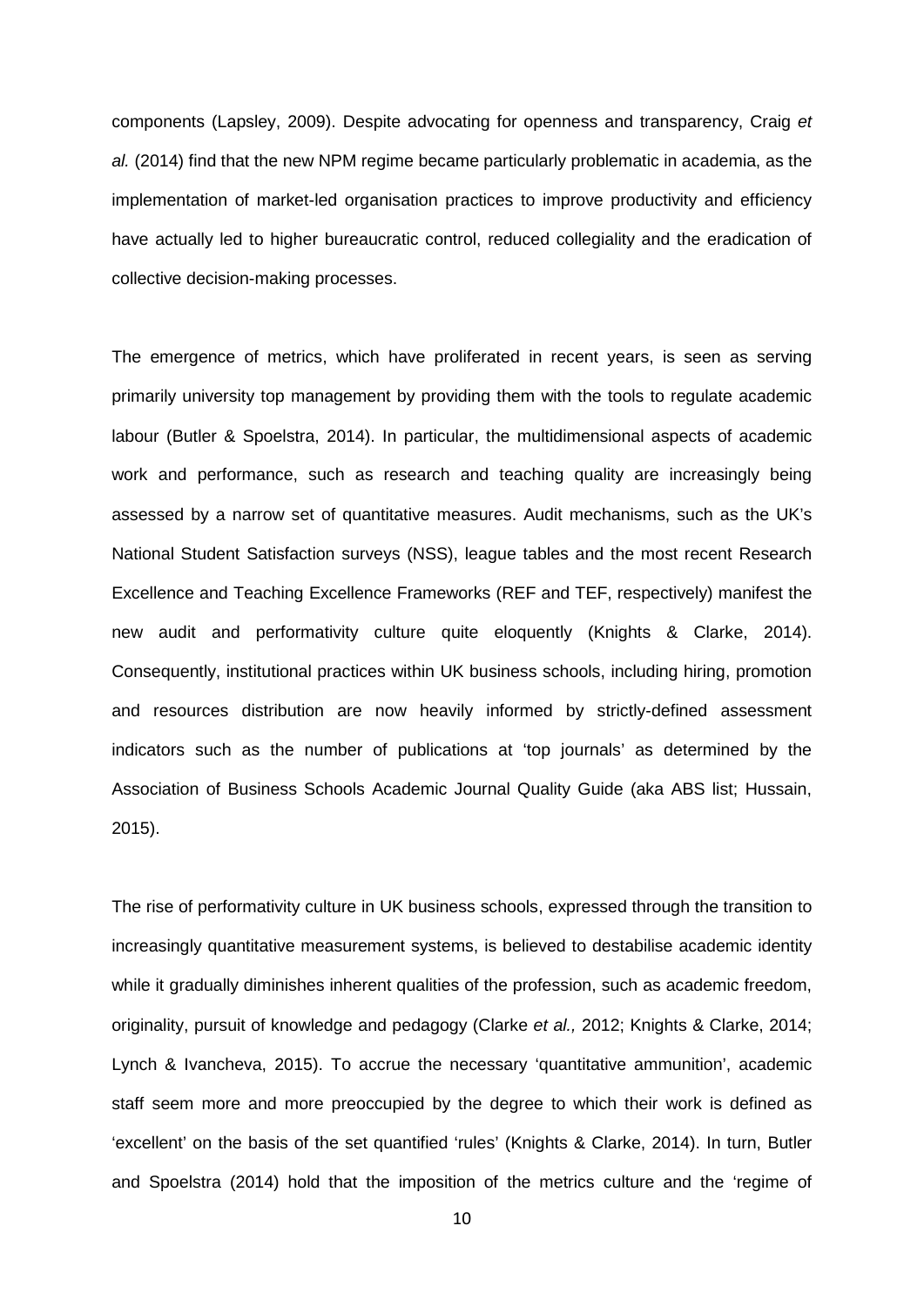components (Lapsley, 2009). Despite advocating for openness and transparency, Craig *et al.* (2014) find that the new NPM regime became particularly problematic in academia, as the implementation of market-led organisation practices to improve productivity and efficiency have actually led to higher bureaucratic control, reduced collegiality and the eradication of collective decision-making processes.

The emergence of metrics, which have proliferated in recent years, is seen as serving primarily university top management by providing them with the tools to regulate academic labour (Butler & Spoelstra, 2014). In particular, the multidimensional aspects of academic work and performance, such as research and teaching quality are increasingly being assessed by a narrow set of quantitative measures. Audit mechanisms, such as the UK's National Student Satisfaction surveys (NSS), league tables and the most recent Research Excellence and Teaching Excellence Frameworks (REF and TEF, respectively) manifest the new audit and performativity culture quite eloquently (Knights & Clarke, 2014). Consequently, institutional practices within UK business schools, including hiring, promotion and resources distribution are now heavily informed by strictly-defined assessment indicators such as the number of publications at 'top journals' as determined by the Association of Business Schools Academic Journal Quality Guide (aka ABS list; Hussain, 2015).

The rise of performativity culture in UK business schools, expressed through the transition to increasingly quantitative measurement systems, is believed to destabilise academic identity while it gradually diminishes inherent qualities of the profession, such as academic freedom, originality, pursuit of knowledge and pedagogy (Clarke *et al.,* 2012; Knights & Clarke, 2014; Lynch & Ivancheva, 2015). To accrue the necessary 'quantitative ammunition', academic staff seem more and more preoccupied by the degree to which their work is defined as 'excellent' on the basis of the set quantified 'rules' (Knights & Clarke, 2014). In turn, Butler and Spoelstra (2014) hold that the imposition of the metrics culture and the 'regime of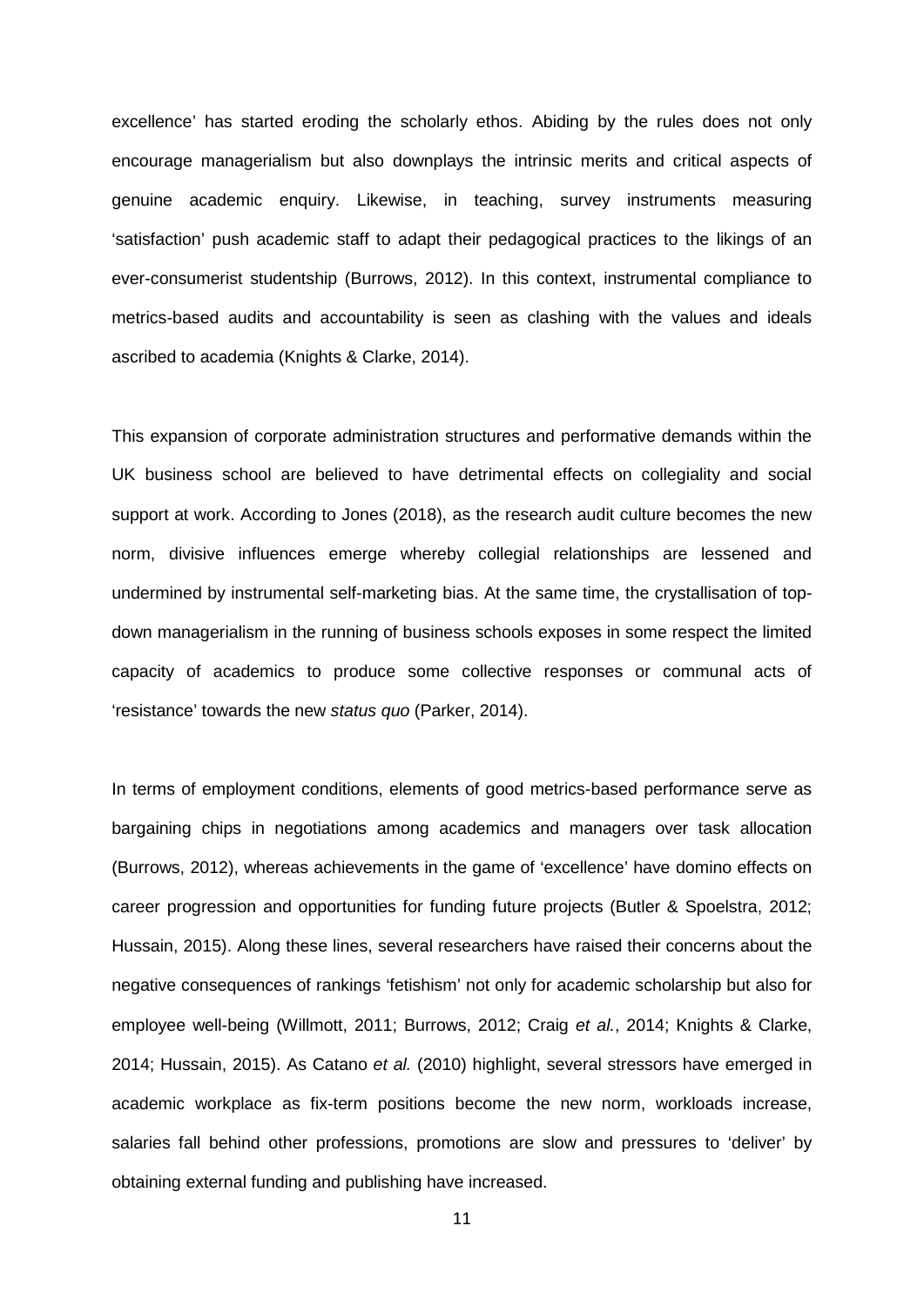excellence' has started eroding the scholarly ethos. Abiding by the rules does not only encourage managerialism but also downplays the intrinsic merits and critical aspects of genuine academic enquiry. Likewise, in teaching, survey instruments measuring 'satisfaction' push academic staff to adapt their pedagogical practices to the likings of an ever-consumerist studentship (Burrows, 2012). In this context, instrumental compliance to metrics-based audits and accountability is seen as clashing with the values and ideals ascribed to academia (Knights & Clarke, 2014).

This expansion of corporate administration structures and performative demands within the UK business school are believed to have detrimental effects on collegiality and social support at work. According to Jones (2018), as the research audit culture becomes the new norm, divisive influences emerge whereby collegial relationships are lessened and undermined by instrumental self-marketing bias. At the same time, the crystallisation of top-down managerialism in the running of business schools exposes in some respect the limited capacity of academics to produce some collective responses or communal acts of 'resistance' towards the new *status quo* (Parker, 2014).

In terms of employment conditions, elements of good metrics-based performance serve as bargaining chips in negotiations among academics and managers over task allocation (Burrows, 2012), whereas achievements in the game of 'excellence' have domino effects on career progression and opportunities for funding future projects (Butler & Spoelstra, 2012; Hussain, 2015). Along these lines, several researchers have raised their concerns about the negative consequences of rankings 'fetishism' not only for academic scholarship but also for employee well-being (Willmott, 2011; Burrows, 2012; Craig *et al.*, 2014; Knights & Clarke, 2014; Hussain, 2015). As Catano *et al.* (2010) highlight, several stressors have emerged in academic workplace as fix-term positions become the new norm, workloads increase, salaries fall behind other professions, promotions are slow and pressures to 'deliver' by obtaining external funding and publishing have increased.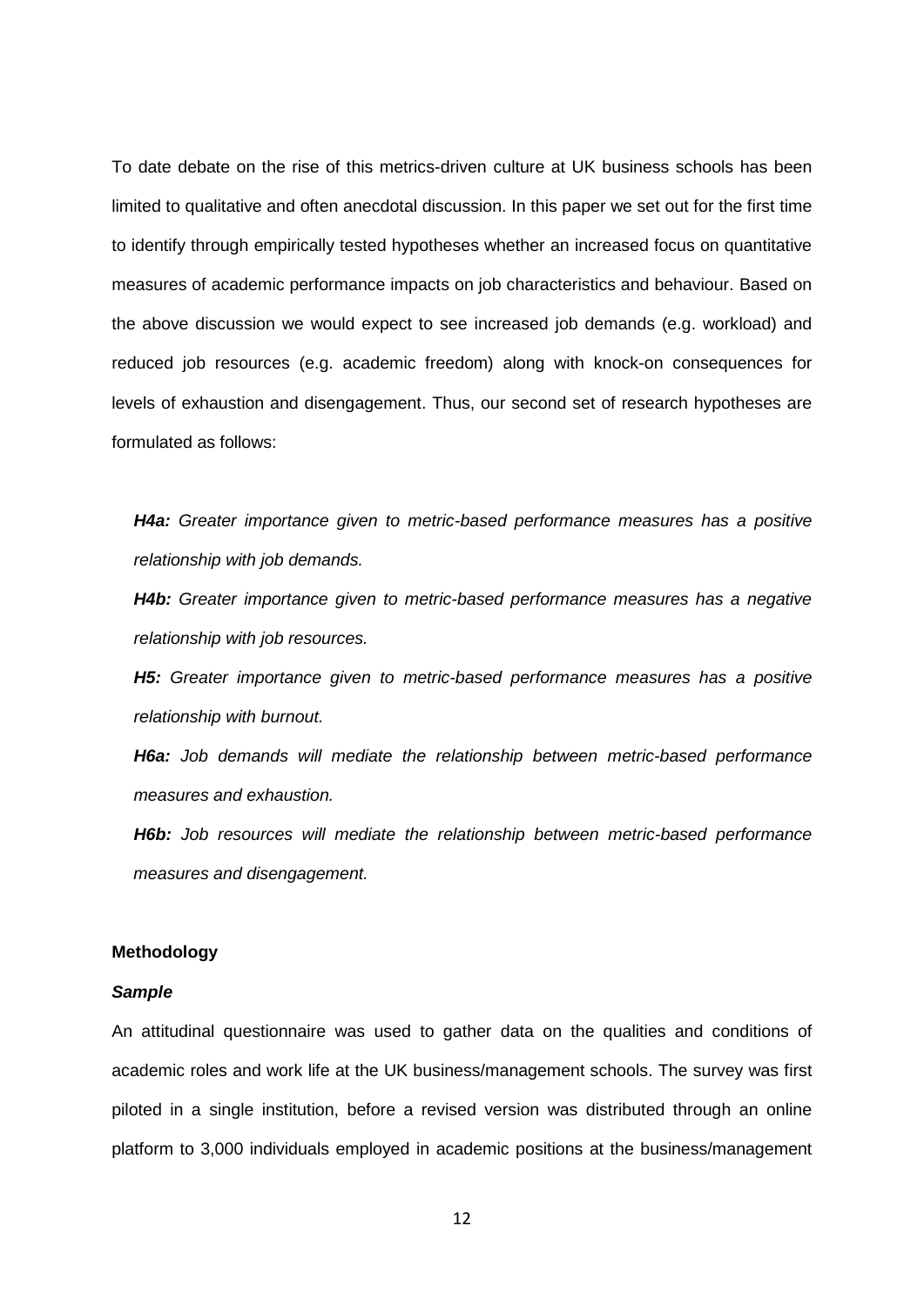To date debate on the rise of this metrics-driven culture at UK business schools has been limited to qualitative and often anecdotal discussion. In this paper we set out for the first time to identify through empirically tested hypotheses whether an increased focus on quantitative measures of academic performance impacts on job characteristics and behaviour. Based on the above discussion we would expect to see increased job demands (e.g. workload) and reduced job resources (e.g. academic freedom) along with knock-on consequences for levels of exhaustion and disengagement. Thus, our second set of research hypotheses are formulated as follows:

> ***H4a:*** *Greater importance given to metric-based performance measures has a positive relationship with job demands.*
>
> ***H4b:*** *Greater importance given to metric-based performance measures has a negative relationship with job resources.*
>
> ***H5:*** *Greater importance given to metric-based performance measures has a positive relationship with burnout.*
>
> ***H6a:*** *Job demands will mediate the relationship between metric-based performance measures and exhaustion.*
>
> ***H6b:*** *Job resources will mediate the relationship between metric-based performance measures and disengagement.*

## Methodology

### *Sample*

An attitudinal questionnaire was used to gather data on the qualities and conditions of academic roles and work life at the UK business/management schools. The survey was first piloted in a single institution, before a revised version was distributed through an online platform to 3,000 individuals employed in academic positions at the business/management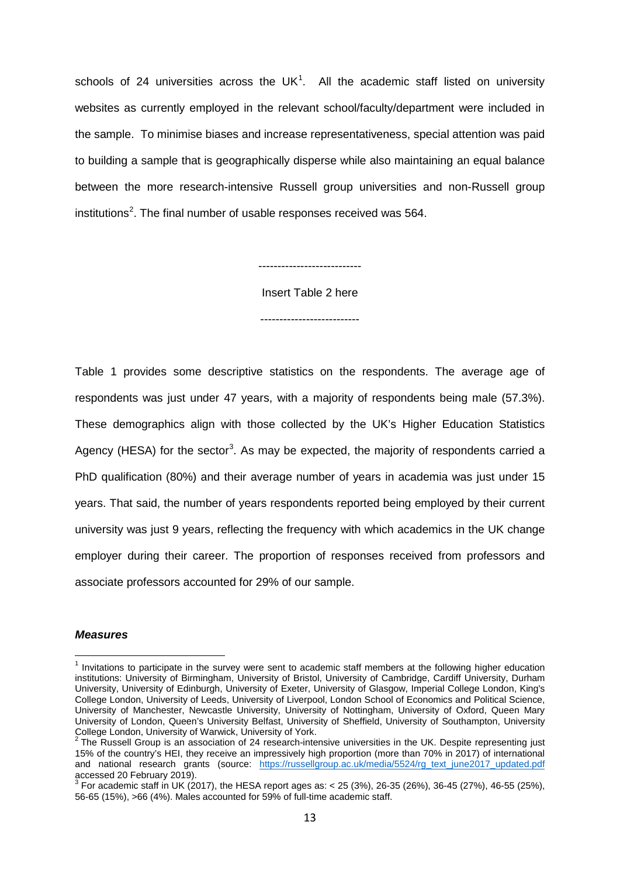schools of 24 universities across the UK[1]. All the academic staff listed on university websites as currently employed in the relevant school/faculty/department were included in the sample. To minimise biases and increase representativeness, special attention was paid to building a sample that is geographically disperse while also maintaining an equal balance between the more research-intensive Russell group universities and non-Russell group institutions[2]. The final number of usable responses received was 564.

---------------------------

Insert Table 2 here

--------------------------

Table 1 provides some descriptive statistics on the respondents. The average age of respondents was just under 47 years, with a majority of respondents being male (57.3%). These demographics align with those collected by the UK's Higher Education Statistics Agency (HESA) for the sector[3]. As may be expected, the majority of respondents carried a PhD qualification (80%) and their average number of years in academia was just under 15 years. That said, the number of years respondents reported being employed by their current university was just 9 years, reflecting the frequency with which academics in the UK change employer during their career. The proportion of responses received from professors and associate professors accounted for 29% of our sample.

***Measures***

[1] Invitations to participate in the survey were sent to academic staff members at the following higher education institutions: University of Birmingham, University of Bristol, University of Cambridge, Cardiff University, Durham University, University of Edinburgh, University of Exeter, University of Glasgow, Imperial College London, King's College London, University of Leeds, University of Liverpool, London School of Economics and Political Science, University of Manchester, Newcastle University, University of Nottingham, University of Oxford, Queen Mary University of London, Queen's University Belfast, University of Sheffield, University of Southampton, University College London, University of Warwick, University of York.

[2] The Russell Group is an association of 24 research-intensive universities in the UK. Despite representing just 15% of the country's HEI, they receive an impressively high proportion (more than 70% in 2017) of international and national research grants (source: https://russellgroup.ac.uk/media/5524/rg_text_june2017_updated.pdf accessed 20 February 2019).

[3] For academic staff in UK (2017), the HESA report ages as: < 25 (3%), 26-35 (26%), 36-45 (27%), 46-55 (25%), 56-65 (15%), >66 (4%). Males accounted for 59% of full-time academic staff.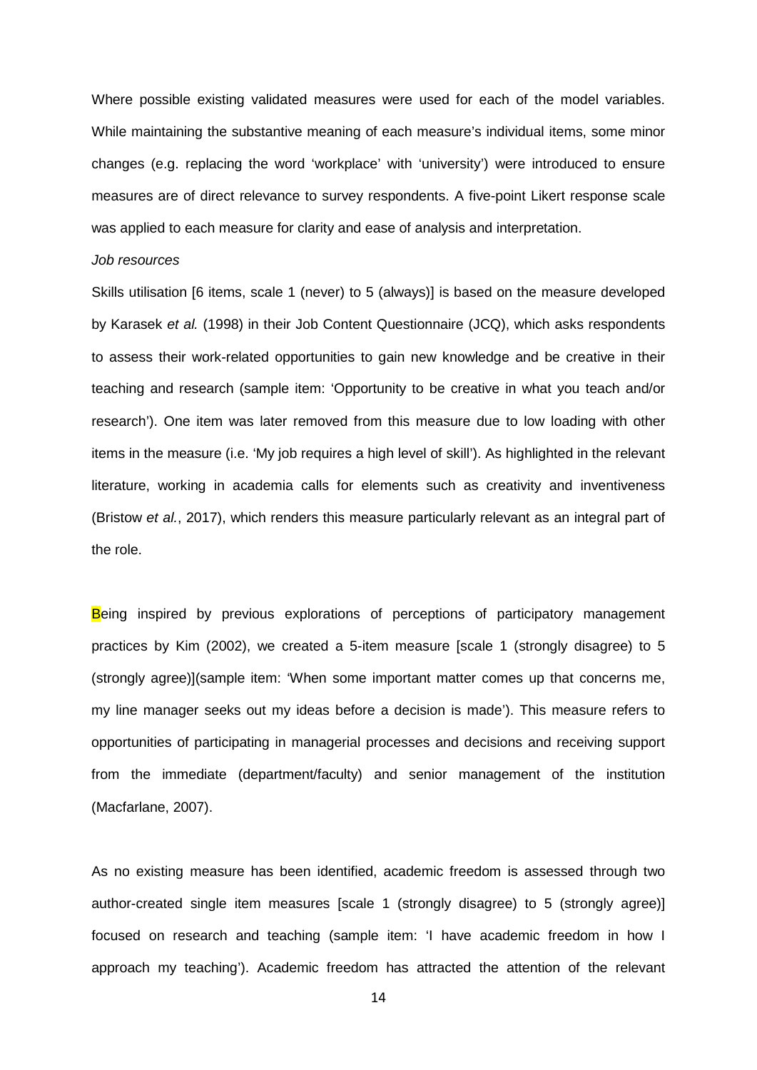Where possible existing validated measures were used for each of the model variables. While maintaining the substantive meaning of each measure's individual items, some minor changes (e.g. replacing the word 'workplace' with 'university') were introduced to ensure measures are of direct relevance to survey respondents. A five-point Likert response scale was applied to each measure for clarity and ease of analysis and interpretation.

*Job resources*

Skills utilisation [6 items, scale 1 (never) to 5 (always)] is based on the measure developed by Karasek *et al.* (1998) in their Job Content Questionnaire (JCQ), which asks respondents to assess their work-related opportunities to gain new knowledge and be creative in their teaching and research (sample item: 'Opportunity to be creative in what you teach and/or research'). One item was later removed from this measure due to low loading with other items in the measure (i.e. 'My job requires a high level of skill'). As highlighted in the relevant literature, working in academia calls for elements such as creativity and inventiveness (Bristow *et al.*, 2017), which renders this measure particularly relevant as an integral part of the role.

Being inspired by previous explorations of perceptions of participatory management practices by Kim (2002), we created a 5-item measure [scale 1 (strongly disagree) to 5 (strongly agree)](sample item: 'When some important matter comes up that concerns me, my line manager seeks out my ideas before a decision is made'). This measure refers to opportunities of participating in managerial processes and decisions and receiving support from the immediate (department/faculty) and senior management of the institution (Macfarlane, 2007).

As no existing measure has been identified, academic freedom is assessed through two author-created single item measures [scale 1 (strongly disagree) to 5 (strongly agree)] focused on research and teaching (sample item: 'I have academic freedom in how I approach my teaching'). Academic freedom has attracted the attention of the relevant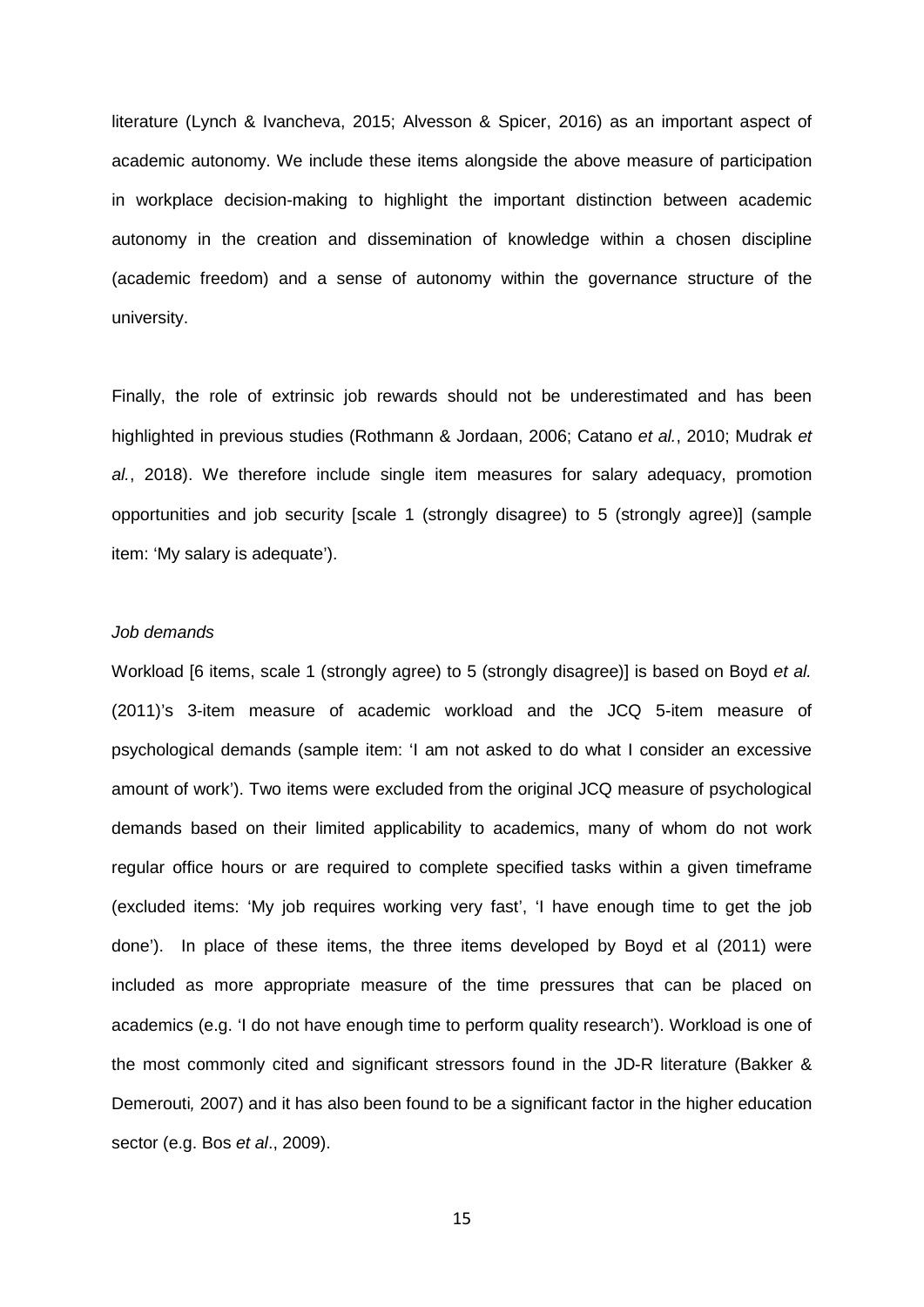literature (Lynch & Ivancheva, 2015; Alvesson & Spicer, 2016) as an important aspect of academic autonomy. We include these items alongside the above measure of participation in workplace decision-making to highlight the important distinction between academic autonomy in the creation and dissemination of knowledge within a chosen discipline (academic freedom) and a sense of autonomy within the governance structure of the university.

Finally, the role of extrinsic job rewards should not be underestimated and has been highlighted in previous studies (Rothmann & Jordaan, 2006; Catano *et al.*, 2010; Mudrak *et al.*, 2018). We therefore include single item measures for salary adequacy, promotion opportunities and job security [scale 1 (strongly disagree) to 5 (strongly agree)] (sample item: 'My salary is adequate').

*Job demands*

Workload [6 items, scale 1 (strongly agree) to 5 (strongly disagree)] is based on Boyd *et al.* (2011)'s 3-item measure of academic workload and the JCQ 5-item measure of psychological demands (sample item: 'I am not asked to do what I consider an excessive amount of work'). Two items were excluded from the original JCQ measure of psychological demands based on their limited applicability to academics, many of whom do not work regular office hours or are required to complete specified tasks within a given timeframe (excluded items: 'My job requires working very fast', 'I have enough time to get the job done'). In place of these items, the three items developed by Boyd et al (2011) were included as more appropriate measure of the time pressures that can be placed on academics (e.g. 'I do not have enough time to perform quality research'). Workload is one of the most commonly cited and significant stressors found in the JD-R literature (Bakker & Demerouti*,* 2007) and it has also been found to be a significant factor in the higher education sector (e.g. Bos *et al*., 2009).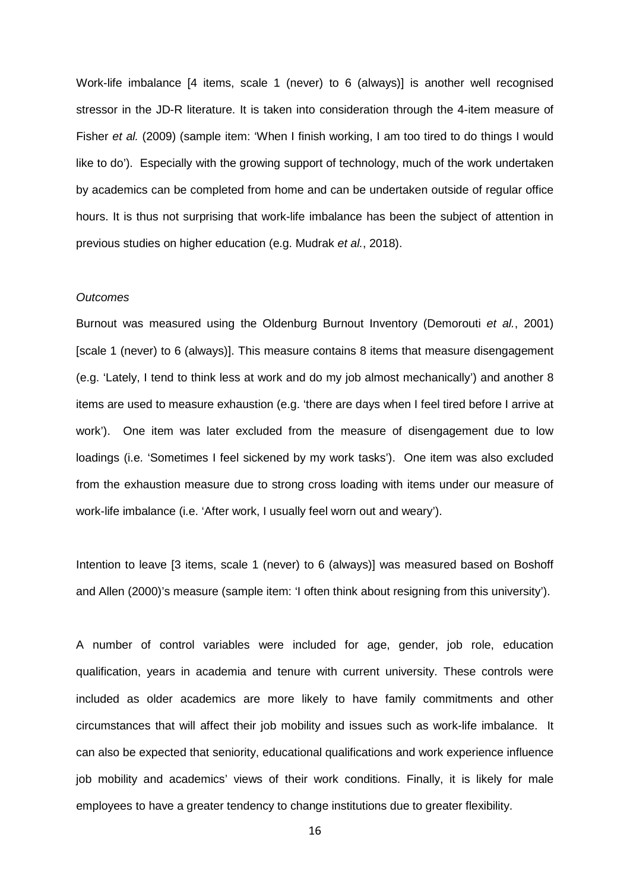Work-life imbalance [4 items, scale 1 (never) to 6 (always)] is another well recognised stressor in the JD-R literature. It is taken into consideration through the 4-item measure of Fisher *et al.* (2009) (sample item: 'When I finish working, I am too tired to do things I would like to do'). Especially with the growing support of technology, much of the work undertaken by academics can be completed from home and can be undertaken outside of regular office hours. It is thus not surprising that work-life imbalance has been the subject of attention in previous studies on higher education (e.g. Mudrak *et al.*, 2018).

*Outcomes*

Burnout was measured using the Oldenburg Burnout Inventory (Demorouti *et al.*, 2001) [scale 1 (never) to 6 (always)]. This measure contains 8 items that measure disengagement (e.g. 'Lately, I tend to think less at work and do my job almost mechanically') and another 8 items are used to measure exhaustion (e.g. 'there are days when I feel tired before I arrive at work'). One item was later excluded from the measure of disengagement due to low loadings (i.e. 'Sometimes I feel sickened by my work tasks'). One item was also excluded from the exhaustion measure due to strong cross loading with items under our measure of work-life imbalance (i.e. 'After work, I usually feel worn out and weary').

Intention to leave [3 items, scale 1 (never) to 6 (always)] was measured based on Boshoff and Allen (2000)'s measure (sample item: 'I often think about resigning from this university').

A number of control variables were included for age, gender, job role, education qualification, years in academia and tenure with current university. These controls were included as older academics are more likely to have family commitments and other circumstances that will affect their job mobility and issues such as work-life imbalance. It can also be expected that seniority, educational qualifications and work experience influence job mobility and academics' views of their work conditions. Finally, it is likely for male employees to have a greater tendency to change institutions due to greater flexibility.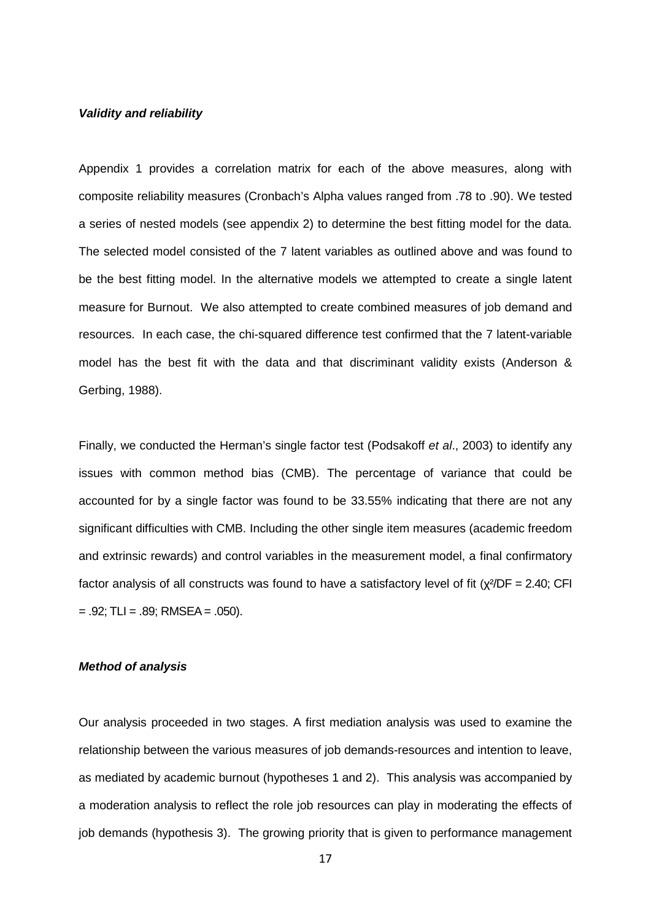***Validity and reliability***

Appendix 1 provides a correlation matrix for each of the above measures, along with composite reliability measures (Cronbach's Alpha values ranged from .78 to .90). We tested a series of nested models (see appendix 2) to determine the best fitting model for the data. The selected model consisted of the 7 latent variables as outlined above and was found to be the best fitting model. In the alternative models we attempted to create a single latent measure for Burnout. We also attempted to create combined measures of job demand and resources. In each case, the chi-squared difference test confirmed that the 7 latent-variable model has the best fit with the data and that discriminant validity exists (Anderson & Gerbing, 1988).

Finally, we conducted the Herman's single factor test (Podsakoff *et al*., 2003) to identify any issues with common method bias (CMB). The percentage of variance that could be accounted for by a single factor was found to be 33.55% indicating that there are not any significant difficulties with CMB. Including the other single item measures (academic freedom and extrinsic rewards) and control variables in the measurement model, a final confirmatory factor analysis of all constructs was found to have a satisfactory level of fit ($\chi^2$/DF = 2.40; CFI = .92; TLI = .89; RMSEA = .050).

***Method of analysis***

Our analysis proceeded in two stages. A first mediation analysis was used to examine the relationship between the various measures of job demands-resources and intention to leave, as mediated by academic burnout (hypotheses 1 and 2). This analysis was accompanied by a moderation analysis to reflect the role job resources can play in moderating the effects of job demands (hypothesis 3). The growing priority that is given to performance management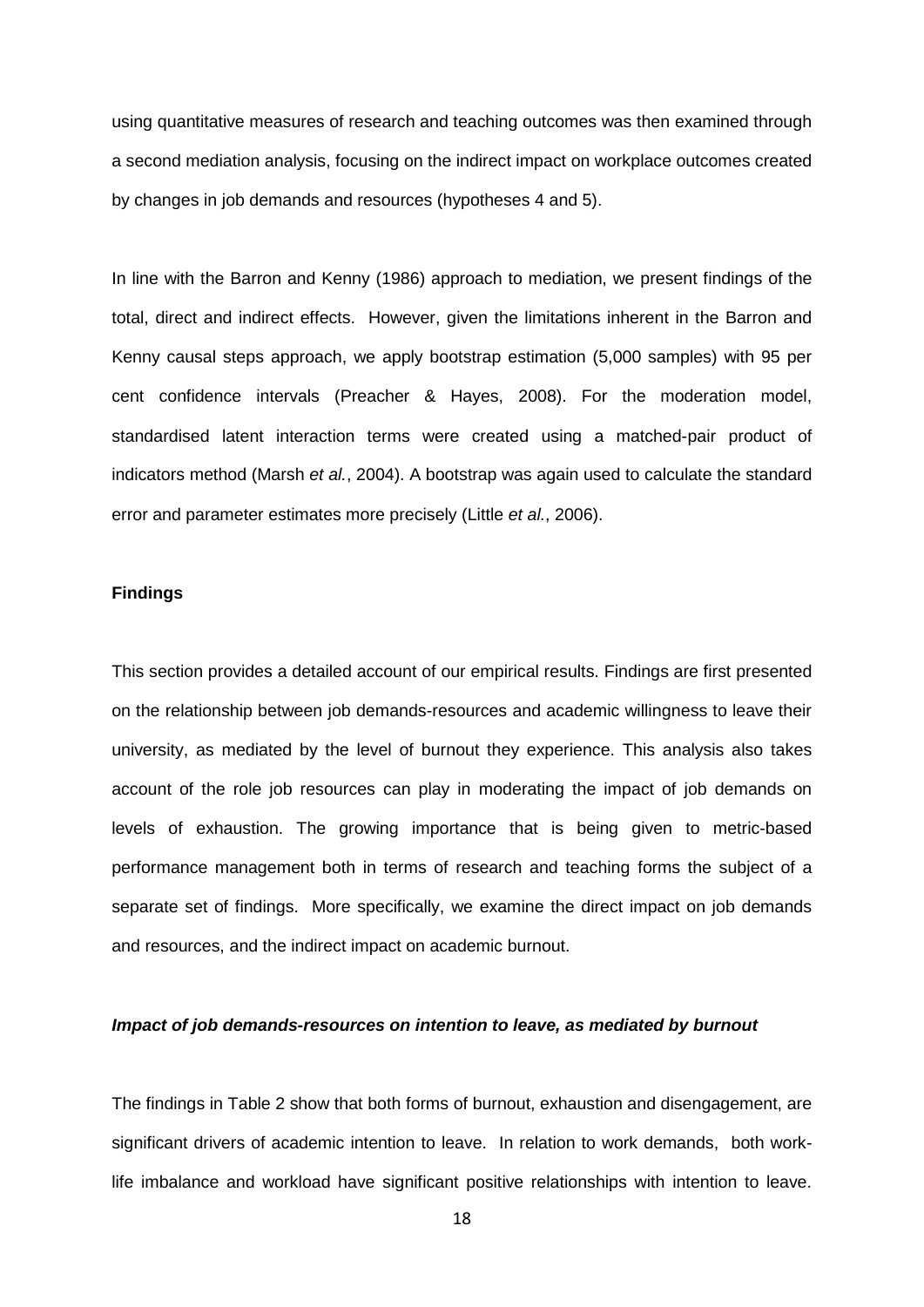using quantitative measures of research and teaching outcomes was then examined through a second mediation analysis, focusing on the indirect impact on workplace outcomes created by changes in job demands and resources (hypotheses 4 and 5).

In line with the Barron and Kenny (1986) approach to mediation, we present findings of the total, direct and indirect effects. However, given the limitations inherent in the Barron and Kenny causal steps approach, we apply bootstrap estimation (5,000 samples) with 95 per cent confidence intervals (Preacher & Hayes, 2008). For the moderation model, standardised latent interaction terms were created using a matched-pair product of indicators method (Marsh *et al.*, 2004). A bootstrap was again used to calculate the standard error and parameter estimates more precisely (Little *et al.*, 2006).

## Findings

This section provides a detailed account of our empirical results. Findings are first presented on the relationship between job demands-resources and academic willingness to leave their university, as mediated by the level of burnout they experience. This analysis also takes account of the role job resources can play in moderating the impact of job demands on levels of exhaustion. The growing importance that is being given to metric-based performance management both in terms of research and teaching forms the subject of a separate set of findings. More specifically, we examine the direct impact on job demands and resources, and the indirect impact on academic burnout.

### *Impact of job demands-resources on intention to leave, as mediated by burnout*

The findings in Table 2 show that both forms of burnout, exhaustion and disengagement, are significant drivers of academic intention to leave. In relation to work demands, both work-life imbalance and workload have significant positive relationships with intention to leave.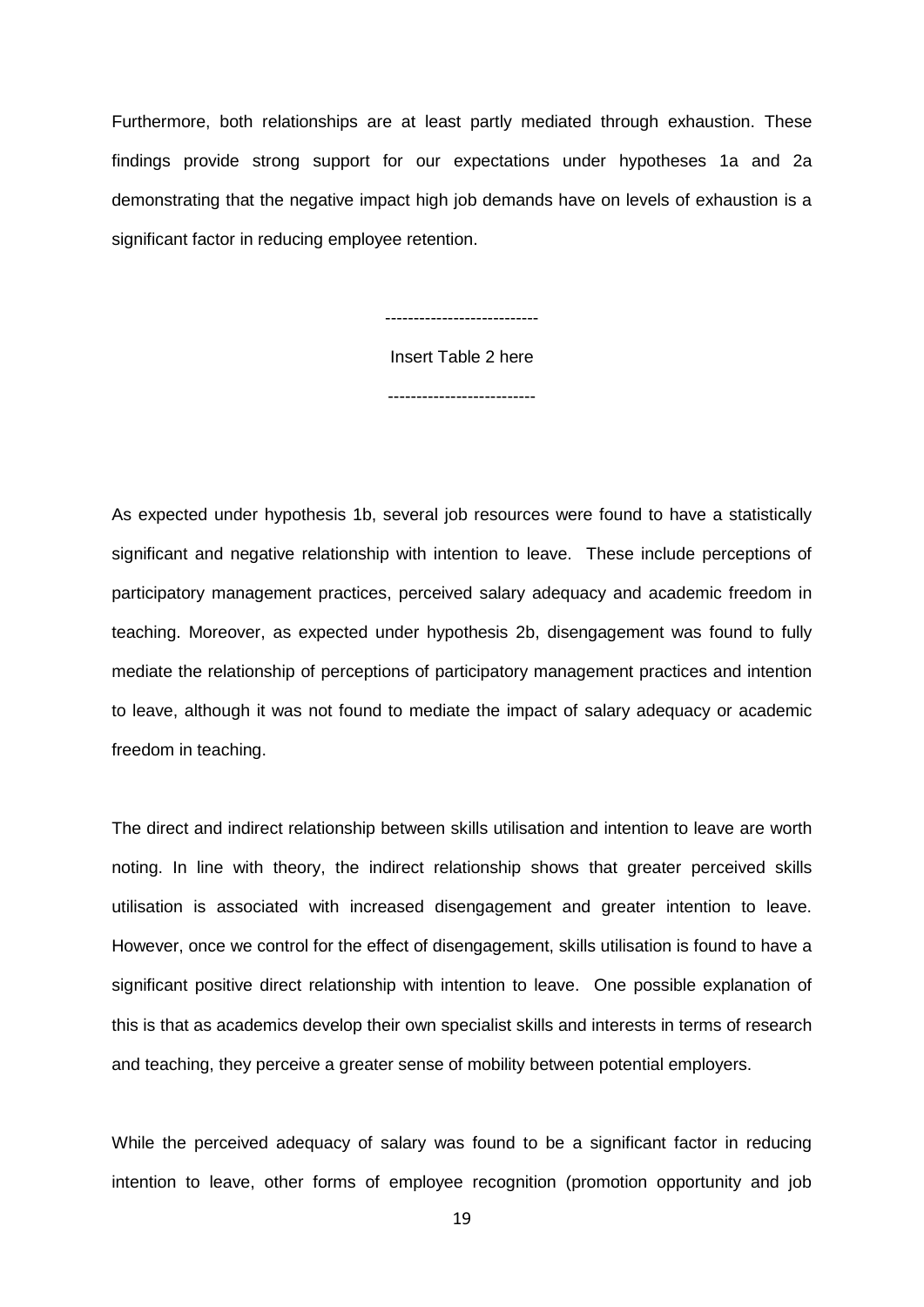Furthermore, both relationships are at least partly mediated through exhaustion. These findings provide strong support for our expectations under hypotheses 1a and 2a demonstrating that the negative impact high job demands have on levels of exhaustion is a significant factor in reducing employee retention.

---------------------------

Insert Table 2 here

--------------------------

As expected under hypothesis 1b, several job resources were found to have a statistically significant and negative relationship with intention to leave. These include perceptions of participatory management practices, perceived salary adequacy and academic freedom in teaching. Moreover, as expected under hypothesis 2b, disengagement was found to fully mediate the relationship of perceptions of participatory management practices and intention to leave, although it was not found to mediate the impact of salary adequacy or academic freedom in teaching.

The direct and indirect relationship between skills utilisation and intention to leave are worth noting. In line with theory, the indirect relationship shows that greater perceived skills utilisation is associated with increased disengagement and greater intention to leave. However, once we control for the effect of disengagement, skills utilisation is found to have a significant positive direct relationship with intention to leave. One possible explanation of this is that as academics develop their own specialist skills and interests in terms of research and teaching, they perceive a greater sense of mobility between potential employers.

While the perceived adequacy of salary was found to be a significant factor in reducing intention to leave, other forms of employee recognition (promotion opportunity and job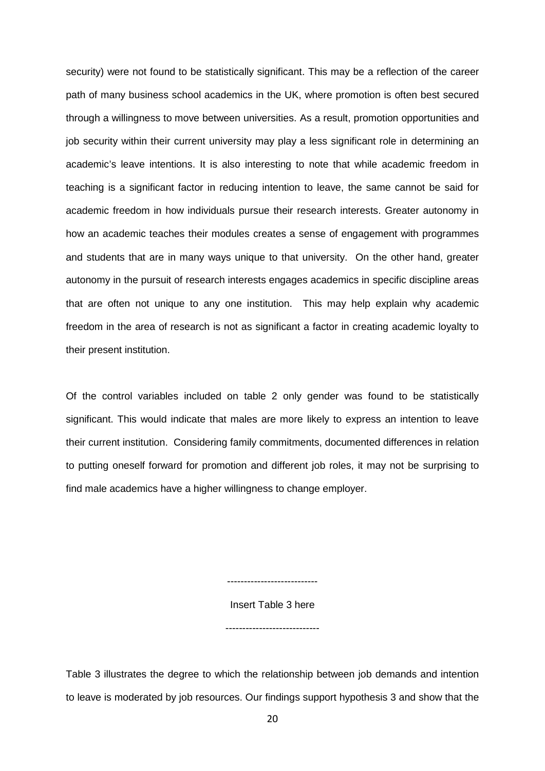security) were not found to be statistically significant. This may be a reflection of the career path of many business school academics in the UK, where promotion is often best secured through a willingness to move between universities. As a result, promotion opportunities and job security within their current university may play a less significant role in determining an academic's leave intentions. It is also interesting to note that while academic freedom in teaching is a significant factor in reducing intention to leave, the same cannot be said for academic freedom in how individuals pursue their research interests. Greater autonomy in how an academic teaches their modules creates a sense of engagement with programmes and students that are in many ways unique to that university. On the other hand, greater autonomy in the pursuit of research interests engages academics in specific discipline areas that are often not unique to any one institution. This may help explain why academic freedom in the area of research is not as significant a factor in creating academic loyalty to their present institution.

Of the control variables included on table 2 only gender was found to be statistically significant. This would indicate that males are more likely to express an intention to leave their current institution. Considering family commitments, documented differences in relation to putting oneself forward for promotion and different job roles, it may not be surprising to find male academics have a higher willingness to change employer.

---------------------------

Insert Table 3 here

----------------------------

Table 3 illustrates the degree to which the relationship between job demands and intention to leave is moderated by job resources. Our findings support hypothesis 3 and show that the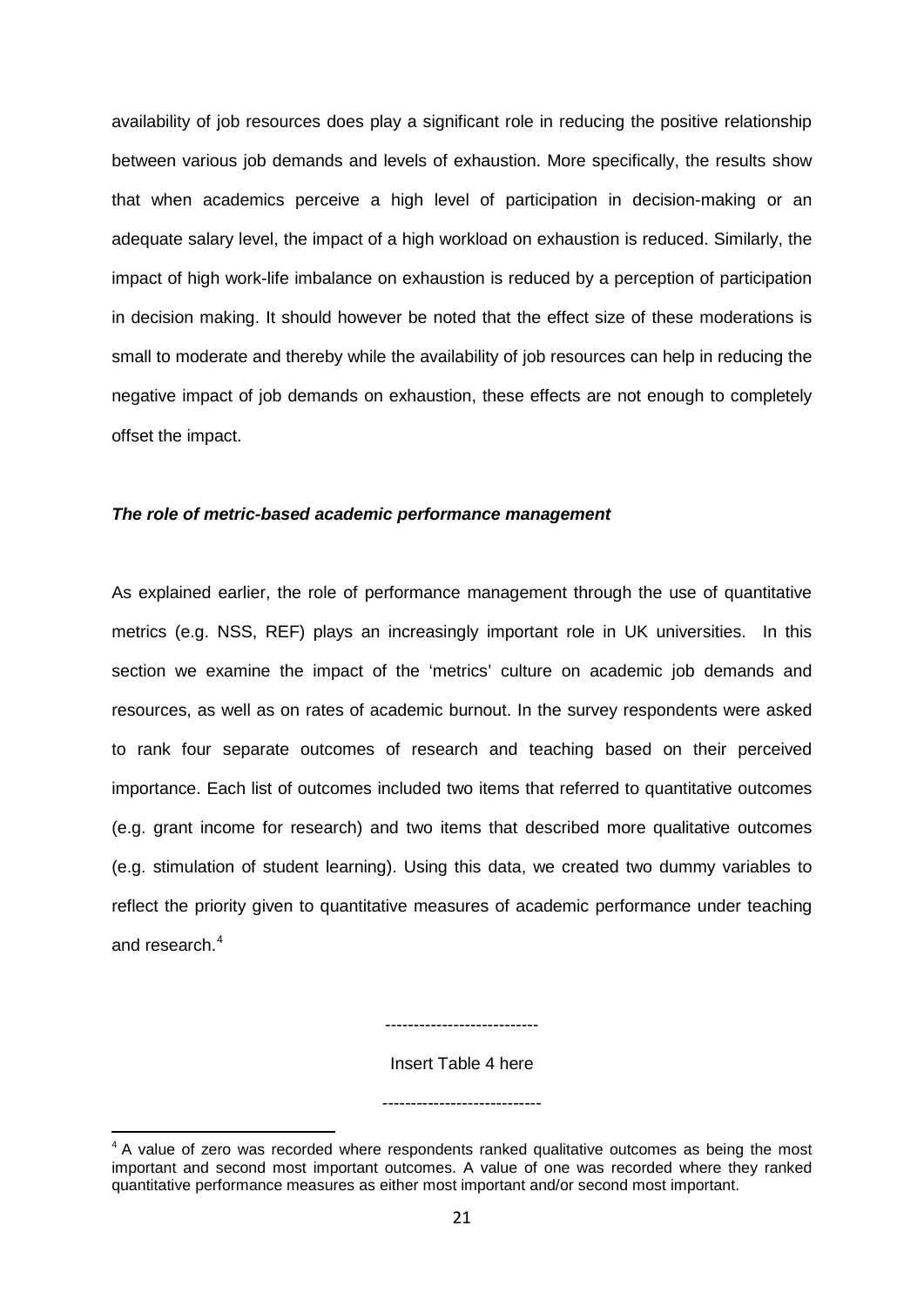availability of job resources does play a significant role in reducing the positive relationship between various job demands and levels of exhaustion. More specifically, the results show that when academics perceive a high level of participation in decision-making or an adequate salary level, the impact of a high workload on exhaustion is reduced. Similarly, the impact of high work-life imbalance on exhaustion is reduced by a perception of participation in decision making. It should however be noted that the effect size of these moderations is small to moderate and thereby while the availability of job resources can help in reducing the negative impact of job demands on exhaustion, these effects are not enough to completely offset the impact.

***The role of metric-based academic performance management***

As explained earlier, the role of performance management through the use of quantitative metrics (e.g. NSS, REF) plays an increasingly important role in UK universities. In this section we examine the impact of the 'metrics' culture on academic job demands and resources, as well as on rates of academic burnout. In the survey respondents were asked to rank four separate outcomes of research and teaching based on their perceived importance. Each list of outcomes included two items that referred to quantitative outcomes (e.g. grant income for research) and two items that described more qualitative outcomes (e.g. stimulation of student learning). Using this data, we created two dummy variables to reflect the priority given to quantitative measures of academic performance under teaching and research.[4]

---------------------------

Insert Table 4 here

----------------------------

[4] A value of zero was recorded where respondents ranked qualitative outcomes as being the most important and second most important outcomes. A value of one was recorded where they ranked quantitative performance measures as either most important and/or second most important.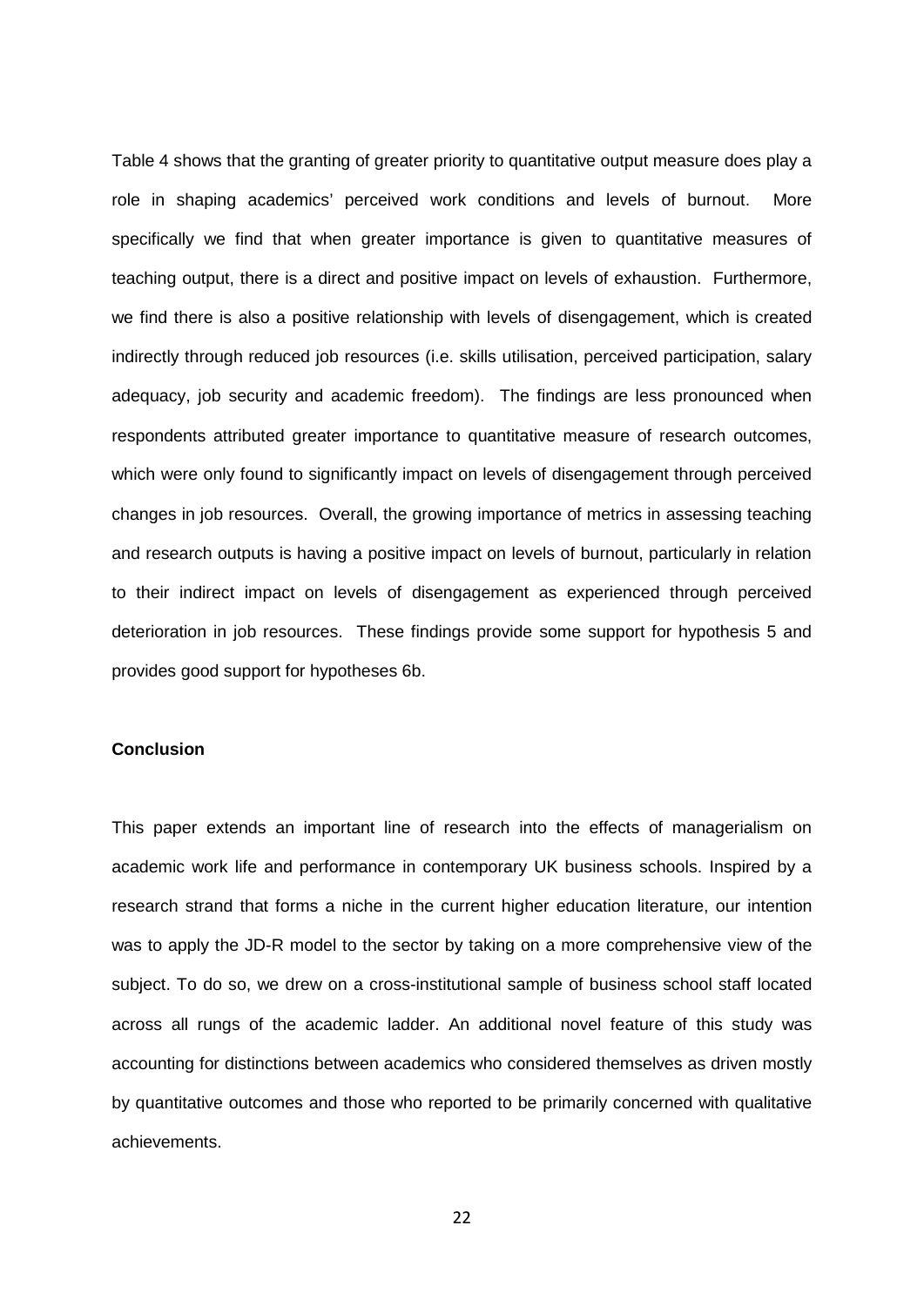Table 4 shows that the granting of greater priority to quantitative output measure does play a role in shaping academics' perceived work conditions and levels of burnout. More specifically we find that when greater importance is given to quantitative measures of teaching output, there is a direct and positive impact on levels of exhaustion. Furthermore, we find there is also a positive relationship with levels of disengagement, which is created indirectly through reduced job resources (i.e. skills utilisation, perceived participation, salary adequacy, job security and academic freedom). The findings are less pronounced when respondents attributed greater importance to quantitative measure of research outcomes, which were only found to significantly impact on levels of disengagement through perceived changes in job resources. Overall, the growing importance of metrics in assessing teaching and research outputs is having a positive impact on levels of burnout, particularly in relation to their indirect impact on levels of disengagement as experienced through perceived deterioration in job resources. These findings provide some support for hypothesis 5 and provides good support for hypotheses 6b.

**Conclusion**

This paper extends an important line of research into the effects of managerialism on academic work life and performance in contemporary UK business schools. Inspired by a research strand that forms a niche in the current higher education literature, our intention was to apply the JD-R model to the sector by taking on a more comprehensive view of the subject. To do so, we drew on a cross-institutional sample of business school staff located across all rungs of the academic ladder. An additional novel feature of this study was accounting for distinctions between academics who considered themselves as driven mostly by quantitative outcomes and those who reported to be primarily concerned with qualitative achievements.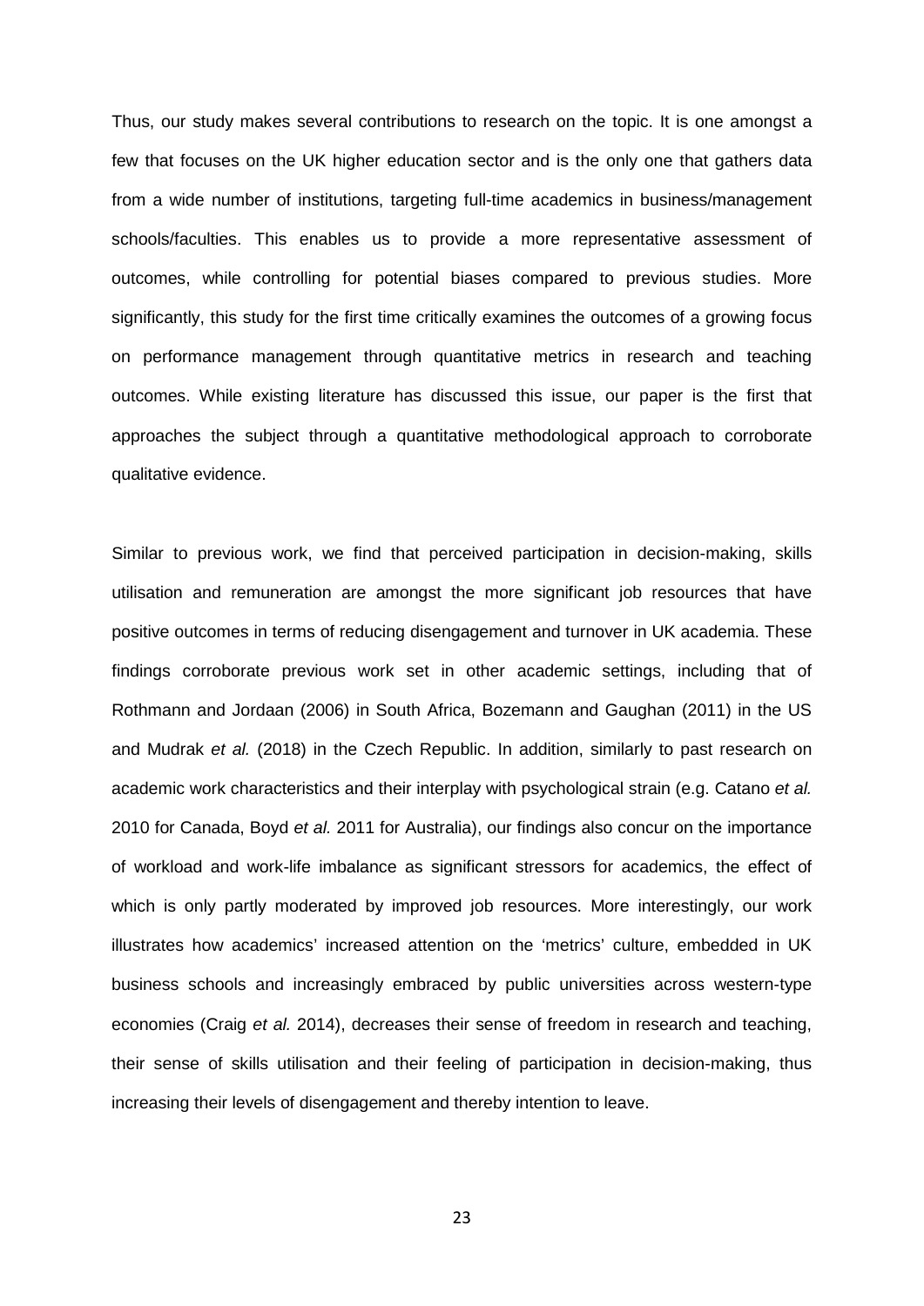Thus, our study makes several contributions to research on the topic. It is one amongst a few that focuses on the UK higher education sector and is the only one that gathers data from a wide number of institutions, targeting full-time academics in business/management schools/faculties. This enables us to provide a more representative assessment of outcomes, while controlling for potential biases compared to previous studies. More significantly, this study for the first time critically examines the outcomes of a growing focus on performance management through quantitative metrics in research and teaching outcomes. While existing literature has discussed this issue, our paper is the first that approaches the subject through a quantitative methodological approach to corroborate qualitative evidence.

Similar to previous work, we find that perceived participation in decision-making, skills utilisation and remuneration are amongst the more significant job resources that have positive outcomes in terms of reducing disengagement and turnover in UK academia. These findings corroborate previous work set in other academic settings, including that of Rothmann and Jordaan (2006) in South Africa, Bozemann and Gaughan (2011) in the US and Mudrak *et al.* (2018) in the Czech Republic. In addition, similarly to past research on academic work characteristics and their interplay with psychological strain (e.g. Catano *et al.* 2010 for Canada, Boyd *et al.* 2011 for Australia), our findings also concur on the importance of workload and work-life imbalance as significant stressors for academics, the effect of which is only partly moderated by improved job resources. More interestingly, our work illustrates how academics' increased attention on the 'metrics' culture, embedded in UK business schools and increasingly embraced by public universities across western-type economies (Craig *et al.* 2014), decreases their sense of freedom in research and teaching, their sense of skills utilisation and their feeling of participation in decision-making, thus increasing their levels of disengagement and thereby intention to leave.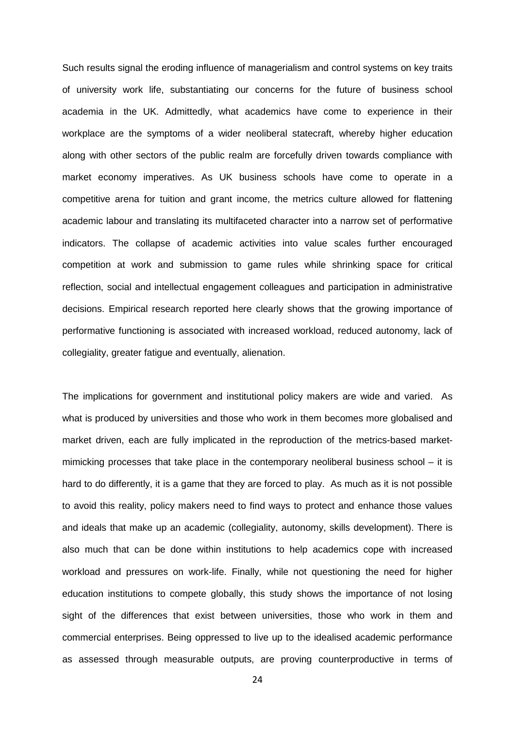Such results signal the eroding influence of managerialism and control systems on key traits of university work life, substantiating our concerns for the future of business school academia in the UK. Admittedly, what academics have come to experience in their workplace are the symptoms of a wider neoliberal statecraft, whereby higher education along with other sectors of the public realm are forcefully driven towards compliance with market economy imperatives. As UK business schools have come to operate in a competitive arena for tuition and grant income, the metrics culture allowed for flattening academic labour and translating its multifaceted character into a narrow set of performative indicators. The collapse of academic activities into value scales further encouraged competition at work and submission to game rules while shrinking space for critical reflection, social and intellectual engagement colleagues and participation in administrative decisions. Empirical research reported here clearly shows that the growing importance of performative functioning is associated with increased workload, reduced autonomy, lack of collegiality, greater fatigue and eventually, alienation.

The implications for government and institutional policy makers are wide and varied. As what is produced by universities and those who work in them becomes more globalised and market driven, each are fully implicated in the reproduction of the metrics-based market-mimicking processes that take place in the contemporary neoliberal business school – it is hard to do differently, it is a game that they are forced to play. As much as it is not possible to avoid this reality, policy makers need to find ways to protect and enhance those values and ideals that make up an academic (collegiality, autonomy, skills development). There is also much that can be done within institutions to help academics cope with increased workload and pressures on work-life. Finally, while not questioning the need for higher education institutions to compete globally, this study shows the importance of not losing sight of the differences that exist between universities, those who work in them and commercial enterprises. Being oppressed to live up to the idealised academic performance as assessed through measurable outputs, are proving counterproductive in terms of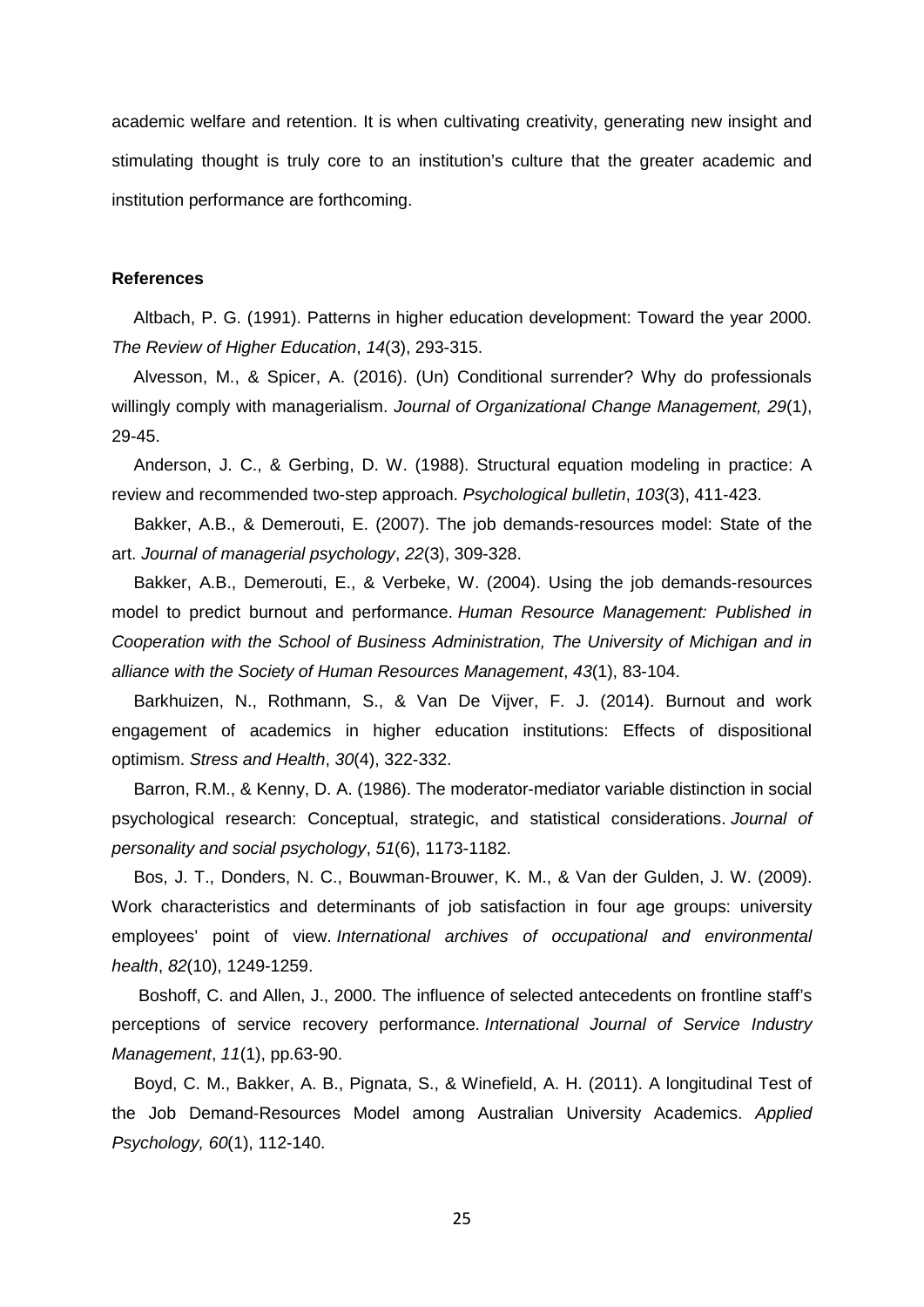academic welfare and retention. It is when cultivating creativity, generating new insight and stimulating thought is truly core to an institution's culture that the greater academic and institution performance are forthcoming.

**References**

Altbach, P. G. (1991). Patterns in higher education development: Toward the year 2000. *The Review of Higher Education*, *14*(3), 293-315.

Alvesson, M., & Spicer, A. (2016). (Un) Conditional surrender? Why do professionals willingly comply with managerialism. *Journal of Organizational Change Management, 29*(1), 29-45.

Anderson, J. C., & Gerbing, D. W. (1988). Structural equation modeling in practice: A review and recommended two-step approach. *Psychological bulletin*, *103*(3), 411-423.

Bakker, A.B., & Demerouti, E. (2007). The job demands-resources model: State of the art. *Journal of managerial psychology*, *22*(3), 309-328.

Bakker, A.B., Demerouti, E., & Verbeke, W. (2004). Using the job demands-resources model to predict burnout and performance. *Human Resource Management: Published in Cooperation with the School of Business Administration, The University of Michigan and in alliance with the Society of Human Resources Management*, *43*(1), 83-104.

Barkhuizen, N., Rothmann, S., & Van De Vijver, F. J. (2014). Burnout and work engagement of academics in higher education institutions: Effects of dispositional optimism. *Stress and Health*, *30*(4), 322-332.

Barron, R.M., & Kenny, D. A. (1986). The moderator-mediator variable distinction in social psychological research: Conceptual, strategic, and statistical considerations. *Journal of personality and social psychology*, *51*(6), 1173-1182.

Bos, J. T., Donders, N. C., Bouwman-Brouwer, K. M., & Van der Gulden, J. W. (2009). Work characteristics and determinants of job satisfaction in four age groups: university employees' point of view. *International archives of occupational and environmental health*, *82*(10), 1249-1259.

Boshoff, C. and Allen, J., 2000. The influence of selected antecedents on frontline staff's perceptions of service recovery performance. *International Journal of Service Industry Management*, *11*(1), pp.63-90.

Boyd, C. M., Bakker, A. B., Pignata, S., & Winefield, A. H. (2011). A longitudinal Test of the Job Demand-Resources Model among Australian University Academics. *Applied Psychology, 60*(1), 112-140.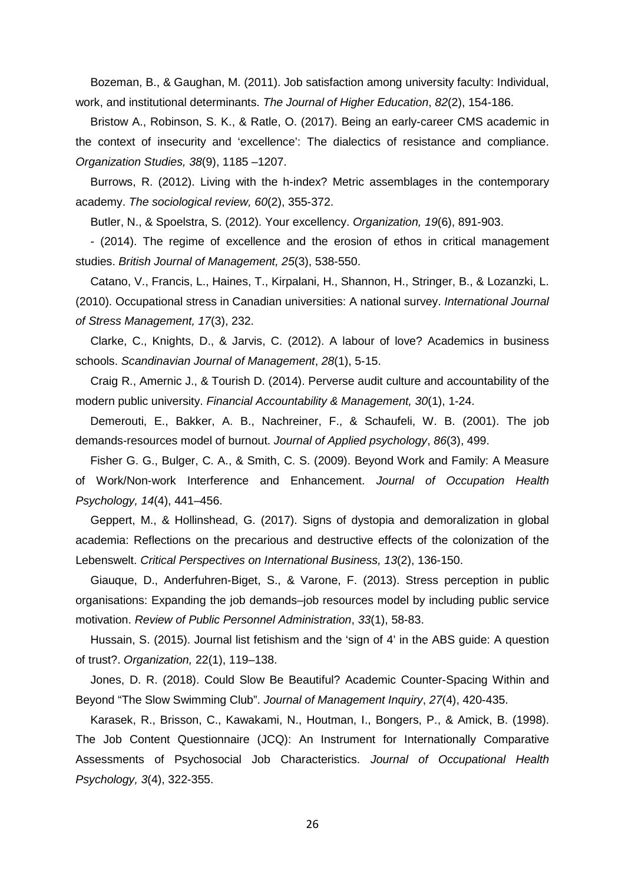Bozeman, B., & Gaughan, M. (2011). Job satisfaction among university faculty: Individual, work, and institutional determinants. *The Journal of Higher Education*, *82*(2), 154-186.

Bristow A., Robinson, S. K., & Ratle, O. (2017). Being an early-career CMS academic in the context of insecurity and 'excellence': The dialectics of resistance and compliance. *Organization Studies, 38*(9), 1185 –1207.

Burrows, R. (2012). Living with the h-index? Metric assemblages in the contemporary academy. *The sociological review, 60*(2), 355-372.

Butler, N., & Spoelstra, S. (2012). Your excellency. *Organization, 19*(6), 891-903.

- (2014). The regime of excellence and the erosion of ethos in critical management studies. *British Journal of Management, 25*(3), 538-550.

Catano, V., Francis, L., Haines, T., Kirpalani, H., Shannon, H., Stringer, B., & Lozanzki, L. (2010). Occupational stress in Canadian universities: A national survey. *International Journal of Stress Management, 17*(3), 232.

Clarke, C., Knights, D., & Jarvis, C. (2012). A labour of love? Academics in business schools. *Scandinavian Journal of Management*, *28*(1), 5-15.

Craig R., Amernic J., & Tourish D. (2014). Perverse audit culture and accountability of the modern public university. *Financial Accountability & Management, 30*(1), 1-24.

Demerouti, E., Bakker, A. B., Nachreiner, F., & Schaufeli, W. B. (2001). The job demands-resources model of burnout. *Journal of Applied psychology*, *86*(3), 499.

Fisher G. G., Bulger, C. A., & Smith, C. S. (2009). Beyond Work and Family: A Measure of Work/Non-work Interference and Enhancement. *Journal of Occupation Health Psychology, 14*(4), 441–456.

Geppert, M., & Hollinshead, G. (2017). Signs of dystopia and demoralization in global academia: Reflections on the precarious and destructive effects of the colonization of the Lebenswelt. *Critical Perspectives on International Business, 13*(2), 136-150.

Giauque, D., Anderfuhren-Biget, S., & Varone, F. (2013). Stress perception in public organisations: Expanding the job demands–job resources model by including public service motivation. *Review of Public Personnel Administration*, *33*(1), 58-83.

Hussain, S. (2015). Journal list fetishism and the 'sign of 4' in the ABS guide: A question of trust?. *Organization,* 22(1), 119–138.

Jones, D. R. (2018). Could Slow Be Beautiful? Academic Counter-Spacing Within and Beyond "The Slow Swimming Club". *Journal of Management Inquiry*, *27*(4), 420-435.

Karasek, R., Brisson, C., Kawakami, N., Houtman, I., Bongers, P., & Amick, B. (1998). The Job Content Questionnaire (JCQ): An Instrument for Internationally Comparative Assessments of Psychosocial Job Characteristics. *Journal of Occupational Health Psychology, 3*(4), 322-355.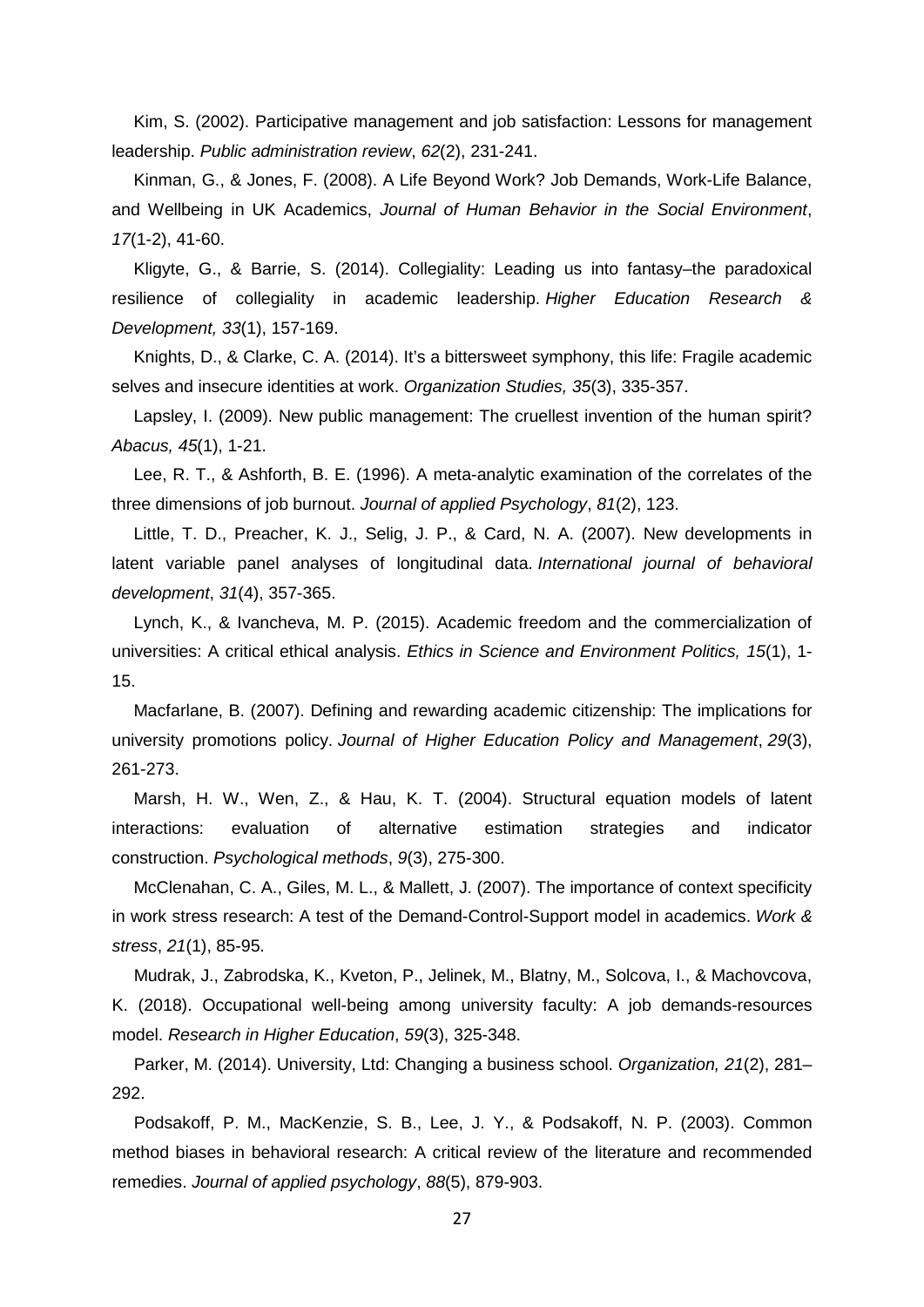Kim, S. (2002). Participative management and job satisfaction: Lessons for management leadership. *Public administration review*, *62*(2), 231-241.

Kinman, G., & Jones, F. (2008). A Life Beyond Work? Job Demands, Work-Life Balance, and Wellbeing in UK Academics, *Journal of Human Behavior in the Social Environment*, *17*(1-2), 41-60.

Kligyte, G., & Barrie, S. (2014). Collegiality: Leading us into fantasy–the paradoxical resilience of collegiality in academic leadership. *Higher Education Research & Development, 33*(1), 157-169.

Knights, D., & Clarke, C. A. (2014). It's a bittersweet symphony, this life: Fragile academic selves and insecure identities at work. *Organization Studies, 35*(3), 335-357.

Lapsley, I. (2009). New public management: The cruellest invention of the human spirit? *Abacus, 45*(1), 1-21.

Lee, R. T., & Ashforth, B. E. (1996). A meta-analytic examination of the correlates of the three dimensions of job burnout. *Journal of applied Psychology*, *81*(2), 123.

Little, T. D., Preacher, K. J., Selig, J. P., & Card, N. A. (2007). New developments in latent variable panel analyses of longitudinal data. *International journal of behavioral development*, *31*(4), 357-365.

Lynch, K., & Ivancheva, M. P. (2015). Academic freedom and the commercialization of universities: A critical ethical analysis. *Ethics in Science and Environment Politics, 15*(1), 1-15.

Macfarlane, B. (2007). Defining and rewarding academic citizenship: The implications for university promotions policy. *Journal of Higher Education Policy and Management*, *29*(3), 261-273.

Marsh, H. W., Wen, Z., & Hau, K. T. (2004). Structural equation models of latent interactions: evaluation of alternative estimation strategies and indicator construction. *Psychological methods*, *9*(3), 275-300.

McClenahan, C. A., Giles, M. L., & Mallett, J. (2007). The importance of context specificity in work stress research: A test of the Demand-Control-Support model in academics. *Work & stress*, *21*(1), 85-95.

Mudrak, J., Zabrodska, K., Kveton, P., Jelinek, M., Blatny, M., Solcova, I., & Machovcova, K. (2018). Occupational well-being among university faculty: A job demands-resources model. *Research in Higher Education*, *59*(3), 325-348.

Parker, M. (2014). University, Ltd: Changing a business school. *Organization, 21*(2), 281–292.

Podsakoff, P. M., MacKenzie, S. B., Lee, J. Y., & Podsakoff, N. P. (2003). Common method biases in behavioral research: A critical review of the literature and recommended remedies. *Journal of applied psychology*, *88*(5), 879-903.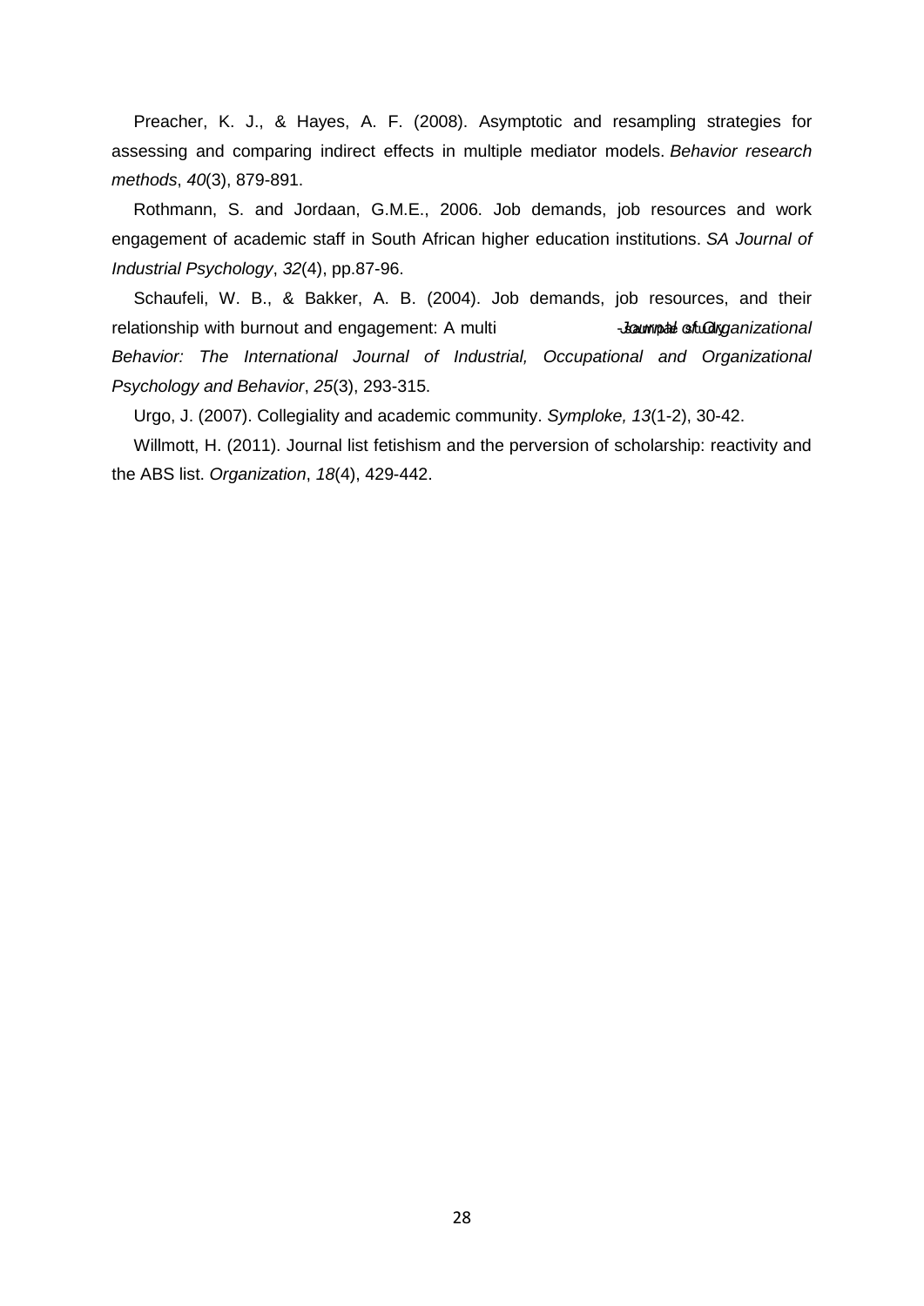Preacher, K. J., & Hayes, A. F. (2008). Asymptotic and resampling strategies for assessing and comparing indirect effects in multiple mediator models. *Behavior research methods*, *40*(3), 879-891.

Rothmann, S. and Jordaan, G.M.E., 2006. Job demands, job resources and work engagement of academic staff in South African higher education institutions. *SA Journal of Industrial Psychology*, *32*(4), pp.87-96.

Schaufeli, W. B., & Bakker, A. B. (2004). Job demands, job resources, and their relationship with burnout and engagement: A multi-sample study. *Journal of Organizational Behavior: The International Journal of Industrial, Occupational and Organizational Psychology and Behavior*, *25*(3), 293-315.

Urgo, J. (2007). Collegiality and academic community. *Symploke, 13*(1-2), 30-42.

Willmott, H. (2011). Journal list fetishism and the perversion of scholarship: reactivity and the ABS list. *Organization*, *18*(4), 429-442.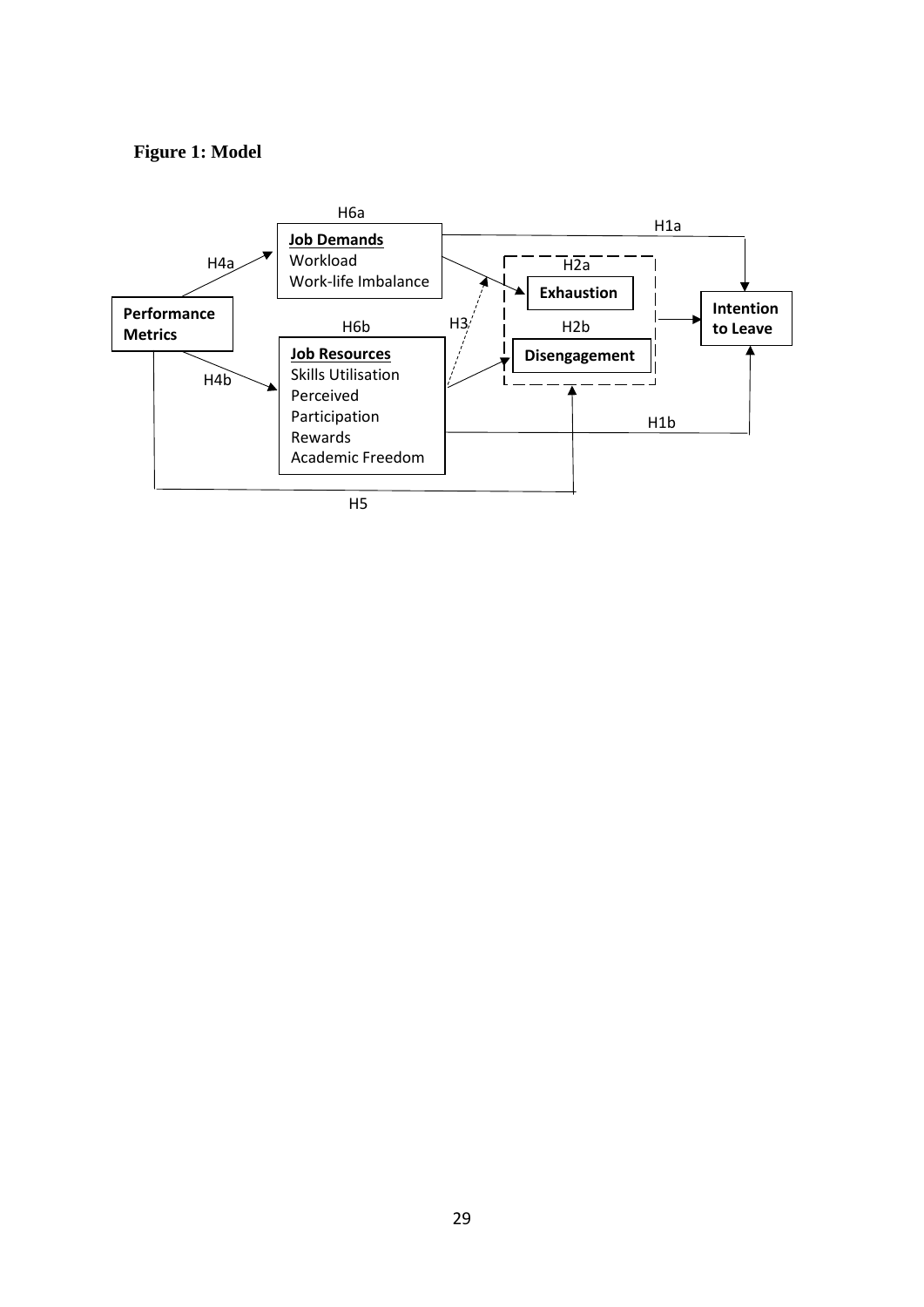**Figure 1: Model**

H6a

Job Demands
Workload
Work-life Imbalance

H1a

H4a

H2a

Exhaustion

Performance Metrics

H6b

H3

H2b

Intention to Leave

Job Resources
Skills Utilisation
Perceived
Participation
Rewards
Academic Freedom

Disengagement

H4b

H1b

H5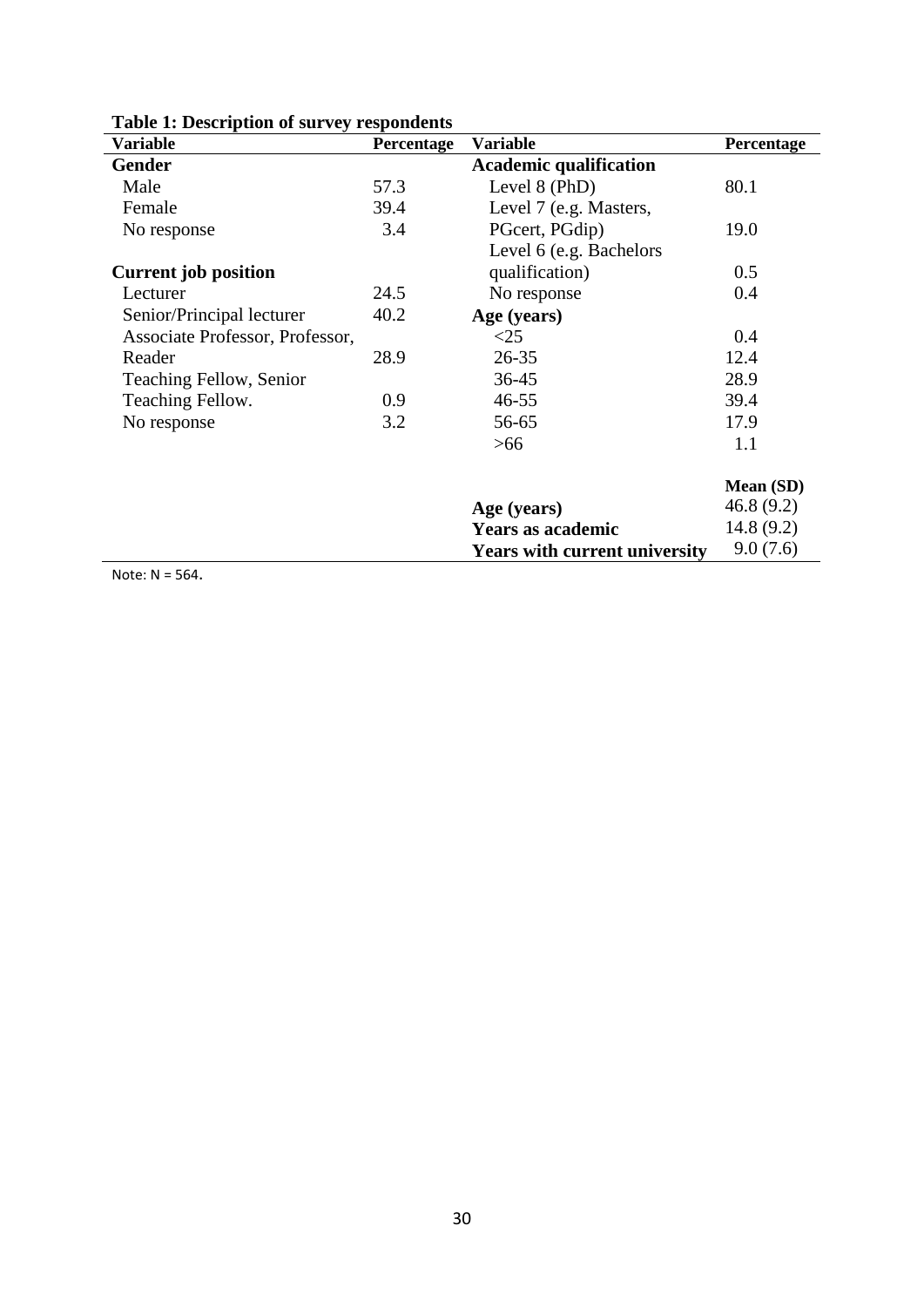**Table 1: Description of survey respondents**

| Variable | Percentage | Variable | Percentage |
|---|---|---|---|
| **Gender** | | **Academic qualification** | |
| Male | 57.3 | Level 8 (PhD) | 80.1 |
| Female | 39.4 | Level 7 (e.g. Masters, PGcert, PGdip) | 19.0 |
| No response | 3.4 | Level 6 (e.g. Bachelors qualification) | 0.5 |
| **Current job position** | | No response | 0.4 |
| Lecturer | 24.5 | **Age (years)** | |
| Senior/Principal lecturer | 40.2 | <25 | 0.4 |
| Associate Professor, Professor, Reader | 28.9 | 26-35 | 12.4 |
| Teaching Fellow, Senior Teaching Fellow. | 0.9 | 36-45 | 28.9 |
| No response | 3.2 | 46-55 | 39.4 |
| | | 56-65 | 17.9 |
| | | >66 | 1.1 |
| | | | **Mean (SD)** |
| | | **Age (years)** | 46.8 (9.2) |
| | | **Years as academic** | 14.8 (9.2) |
| | | **Years with current university** | 9.0 (7.6) |

Note: N = 564.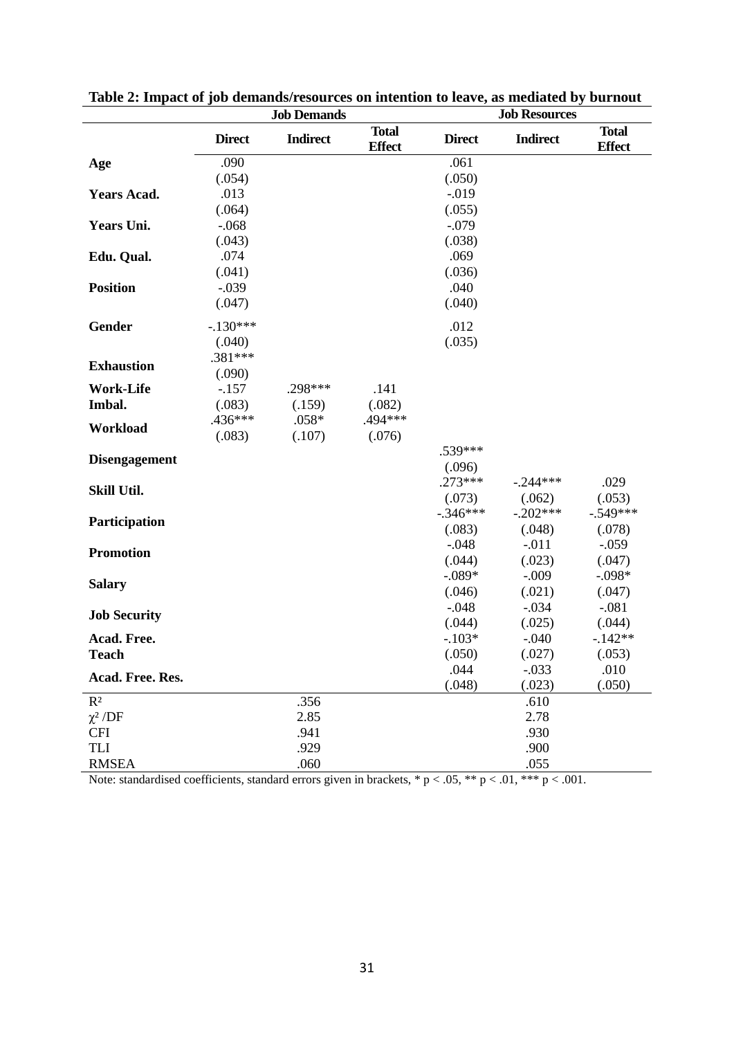**Table 2: Impact of job demands/resources on intention to leave, as mediated by burnout**

| | Job Demands | | | Job Resources | | |
|---|---|---|---|---|---|---|
| | **Direct** | **Indirect** | **Total Effect** | **Direct** | **Indirect** | **Total Effect** |
| **Age** | .090 (.054) | | | .061 (.050) | | |
| **Years Acad.** | .013 (.064) | | | -.019 (.055) | | |
| **Years Uni.** | -.068 (.043) | | | -.079 (.038) | | |
| **Edu. Qual.** | .074 (.041) | | | .069 (.036) | | |
| **Position** | -.039 (.047) | | | .040 (.040) | | |
| **Gender** | -.130*** (.040) | | | .012 (.035) | | |
| **Exhaustion** | .381*** (.090) | | | | | |
| **Work-Life Imbal.** | -.157 (.083) | .298*** (.159) | .141 (.082) | | | |
| **Workload** | .436*** (.083) | .058* (.107) | .494*** (.076) | | | |
| **Disengagement** | | | | .539*** (.096) | | |
| **Skill Util.** | | | | .273*** (.073) | -.244*** (.062) | .029 (.053) |
| **Participation** | | | | -.346*** (.083) | -.202*** (.048) | -.549*** (.078) |
| **Promotion** | | | | -.048 (.044) | -.011 (.023) | -.059 (.047) |
| **Salary** | | | | -.089* (.046) | -.009 (.021) | -.098* (.047) |
| **Job Security** | | | | -.048 (.044) | -.034 (.025) | -.081 (.044) |
| **Acad. Free. Teach** | | | | -.103* (.050) | -.040 (.027) | -.142** (.053) |
| **Acad. Free. Res.** | | | | .044 (.048) | -.033 (.023) | .010 (.050) |
| $R^2$ | | .356 | | | .610 | |
| $\chi^2$ /DF | | 2.85 | | | 2.78 | |
| CFI | | .941 | | | .930 | |
| TLI | | .929 | | | .900 | |
| RMSEA | | .060 | | | .055 | |

Note: standardised coefficients, standard errors given in brackets, * $p < .05$, ** $p < .01$, *** $p < .001$.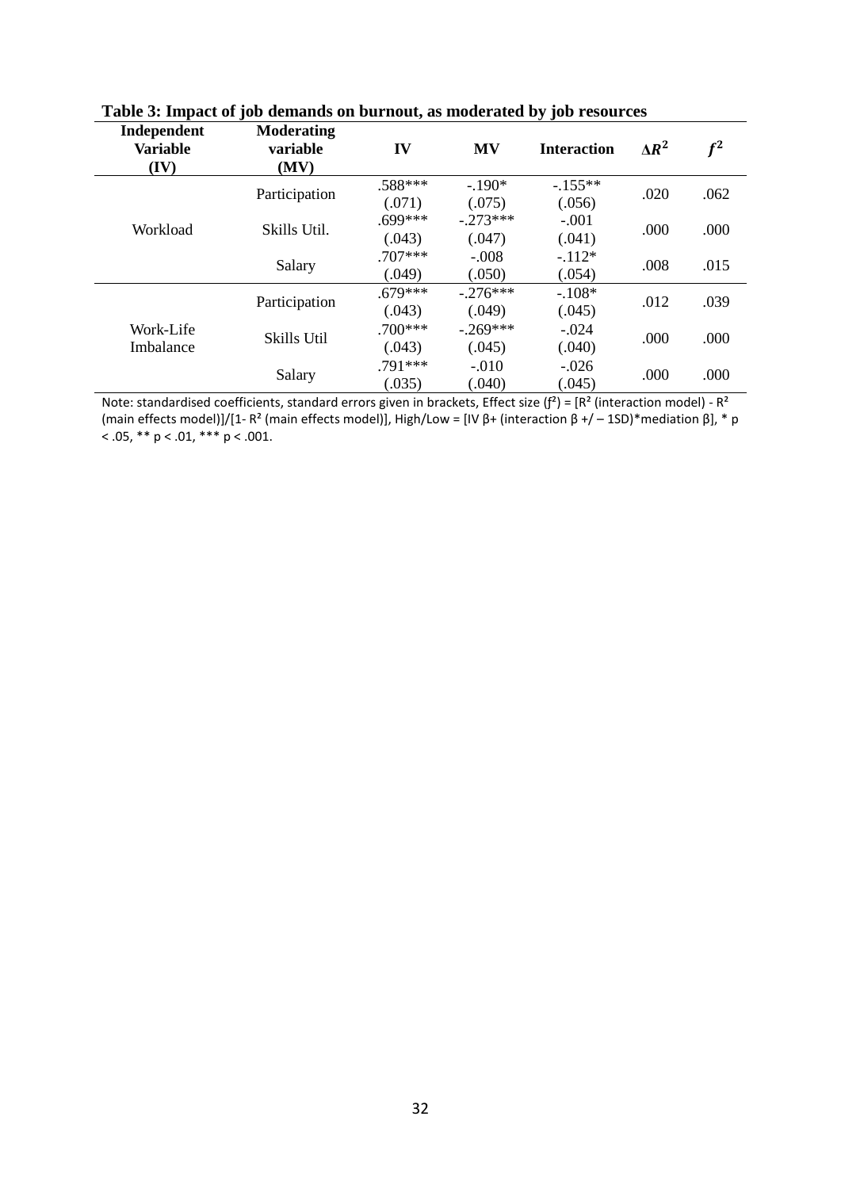**Table 3: Impact of job demands on burnout, as moderated by job resources**

| Independent Variable (IV) | Moderating variable (MV) | IV | MV | Interaction | $\Delta R^2$ | $f^2$ |
|---|---|---|---|---|---|---|
| Workload | Participation | .588*** (.071) | -.190* (.075) | -.155** (.056) | .020 | .062 |
| | Skills Util. | .699*** (.043) | -.273*** (.047) | -.001 (.041) | .000 | .000 |
| | Salary | .707*** (.049) | -.008 (.050) | -.112* (.054) | .008 | .015 |
| Work-Life Imbalance | Participation | .679*** (.043) | -.276*** (.049) | -.108* (.045) | .012 | .039 |
| | Skills Util | .700*** (.043) | -.269*** (.045) | -.024 (.040) | .000 | .000 |
| | Salary | .791*** (.035) | -.010 (.040) | -.026 (.045) | .000 | .000 |

Note: standardised coefficients, standard errors given in brackets, Effect size ($f^2$) = [$R^2$ (interaction model) - $R^2$ (main effects model)]/[1- $R^2$ (main effects model)], High/Low = [IV β+ (interaction β +/ – 1SD)*mediation β], * $p < .05$, ** $p < .01$, *** $p < .001$.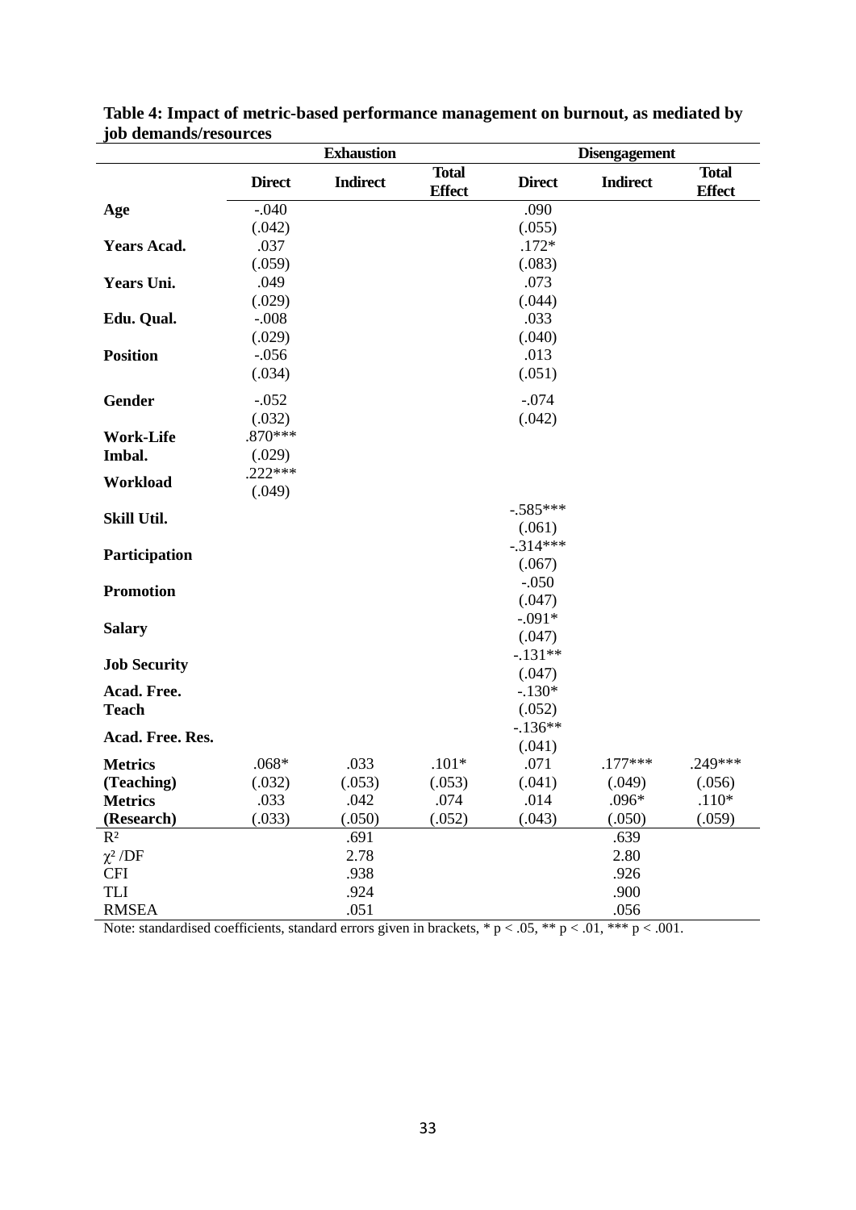**Table 4: Impact of metric-based performance management on burnout, as mediated by job demands/resources**

| | Exhaustion | | | Disengagement | | |
|---|---|---|---|---|---|---|
| | **Direct** | **Indirect** | **Total Effect** | **Direct** | **Indirect** | **Total Effect** |
| **Age** | -.040 | | | .090 | | |
| | (.042) | | | (.055) | | |
| **Years Acad.** | .037 | | | .172* | | |
| | (.059) | | | (.083) | | |
| **Years Uni.** | .049 | | | .073 | | |
| | (.029) | | | (.044) | | |
| **Edu. Qual.** | -.008 | | | .033 | | |
| | (.029) | | | (.040) | | |
| **Position** | -.056 | | | .013 | | |
| | (.034) | | | (.051) | | |
| **Gender** | -.052 | | | -.074 | | |
| | (.032) | | | (.042) | | |
| **Work-Life Imbal.** | .870*** | | | | | |
| | (.029) | | | | | |
| **Workload** | .222*** | | | | | |
| | (.049) | | | | | |
| **Skill Util.** | | | | -.585*** | | |
| | | | | (.061) | | |
| **Participation** | | | | -.314*** | | |
| | | | | (.067) | | |
| **Promotion** | | | | -.050 | | |
| | | | | (.047) | | |
| **Salary** | | | | -.091* | | |
| | | | | (.047) | | |
| **Job Security** | | | | -.131** | | |
| | | | | (.047) | | |
| **Acad. Free. Teach** | | | | -.130* | | |
| | | | | (.052) | | |
| **Acad. Free. Res.** | | | | -.136** | | |
| | | | | (.041) | | |
| **Metrics (Teaching)** | .068* | .033 | .101* | .071 | .177*** | .249*** |
| | (.032) | (.053) | (.053) | (.041) | (.049) | (.056) |
| **Metrics (Research)** | .033 | .042 | .074 | .014 | .096* | .110* |
| | (.033) | (.050) | (.052) | (.043) | (.050) | (.059) |
| $R^2$ | | .691 | | | .639 | |
| $\chi^2$ /DF | | 2.78 | | | 2.80 | |
| CFI | | .938 | | | .926 | |
| TLI | | .924 | | | .900 | |
| RMSEA | | .051 | | | .056 | |

Note: standardised coefficients, standard errors given in brackets, * $p < .05$, ** $p < .01$, *** $p < .001$.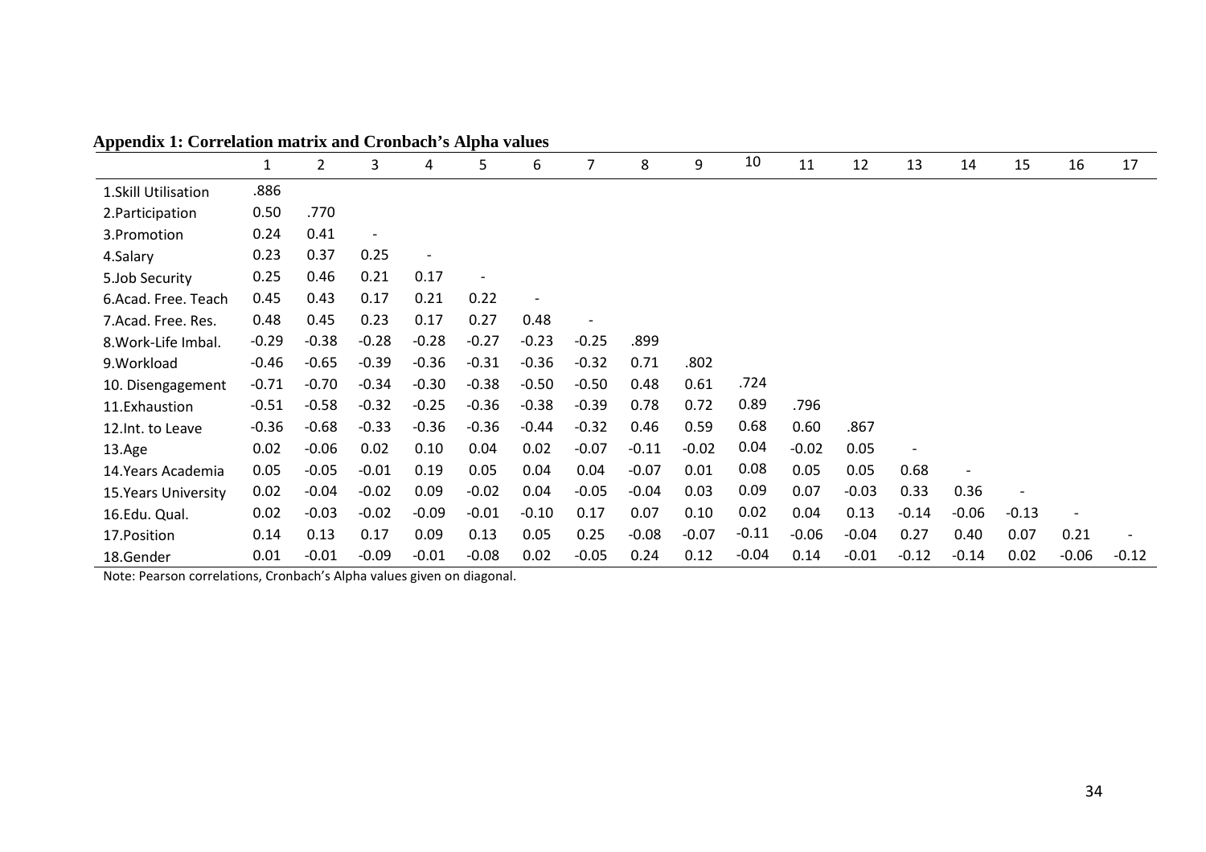**Appendix 1: Correlation matrix and Cronbach's Alpha values**

| | 1 | 2 | 3 | 4 | 5 | 6 | 7 | 8 | 9 | 10 | 11 | 12 | 13 | 14 | 15 | 16 | 17 |
|---|---|---|---|---|---|---|---|---|---|---|---|---|---|---|---|---|---|
| 1.Skill Utilisation | .886 | | | | | | | | | | | | | | | | |
| 2.Participation | 0.50 | .770 | | | | | | | | | | | | | | | |
| 3.Promotion | 0.24 | 0.41 | - | | | | | | | | | | | | | | |
| 4.Salary | 0.23 | 0.37 | 0.25 | - | | | | | | | | | | | | | |
| 5.Job Security | 0.25 | 0.46 | 0.21 | 0.17 | - | | | | | | | | | | | | |
| 6.Acad. Free. Teach | 0.45 | 0.43 | 0.17 | 0.21 | 0.22 | - | | | | | | | | | | | |
| 7.Acad. Free. Res. | 0.48 | 0.45 | 0.23 | 0.17 | 0.27 | 0.48 | - | | | | | | | | | | |
| 8.Work-Life Imbal. | -0.29 | -0.38 | -0.28 | -0.28 | -0.27 | -0.23 | -0.25 | .899 | | | | | | | | | |
| 9.Workload | -0.46 | -0.65 | -0.39 | -0.36 | -0.31 | -0.36 | -0.32 | 0.71 | .802 | | | | | | | | |
| 10. Disengagement | -0.71 | -0.70 | -0.34 | -0.30 | -0.38 | -0.50 | -0.50 | 0.48 | 0.61 | .724 | | | | | | | |
| 11.Exhaustion | -0.51 | -0.58 | -0.32 | -0.25 | -0.36 | -0.38 | -0.39 | 0.78 | 0.72 | 0.89 | .796 | | | | | | |
| 12.Int. to Leave | -0.36 | -0.68 | -0.33 | -0.36 | -0.36 | -0.44 | -0.32 | 0.46 | 0.59 | 0.68 | 0.60 | .867 | | | | | |
| 13.Age | 0.02 | -0.06 | 0.02 | 0.10 | 0.04 | 0.02 | -0.07 | -0.11 | -0.02 | 0.04 | -0.02 | 0.05 | - | | | | |
| 14.Years Academia | 0.05 | -0.05 | -0.01 | 0.19 | 0.05 | 0.04 | 0.04 | -0.07 | 0.01 | 0.08 | 0.05 | 0.05 | 0.68 | - | | | |
| 15.Years University | 0.02 | -0.04 | -0.02 | 0.09 | -0.02 | 0.04 | -0.05 | -0.04 | 0.03 | 0.09 | 0.07 | -0.03 | 0.33 | 0.36 | - | | |
| 16.Edu. Qual. | 0.02 | -0.03 | -0.02 | -0.09 | -0.01 | -0.10 | 0.17 | 0.07 | 0.10 | 0.02 | 0.04 | 0.13 | -0.14 | -0.06 | -0.13 | - | |
| 17.Position | 0.14 | 0.13 | 0.17 | 0.09 | 0.13 | 0.05 | 0.25 | -0.08 | -0.07 | -0.11 | -0.06 | -0.04 | 0.27 | 0.40 | 0.07 | 0.21 | - |
| 18.Gender | 0.01 | -0.01 | -0.09 | -0.01 | -0.08 | 0.02 | -0.05 | 0.24 | 0.12 | -0.04 | 0.14 | -0.01 | -0.12 | -0.14 | 0.02 | -0.06 | -0.12 |

Note: Pearson correlations, Cronbach's Alpha values given on diagonal.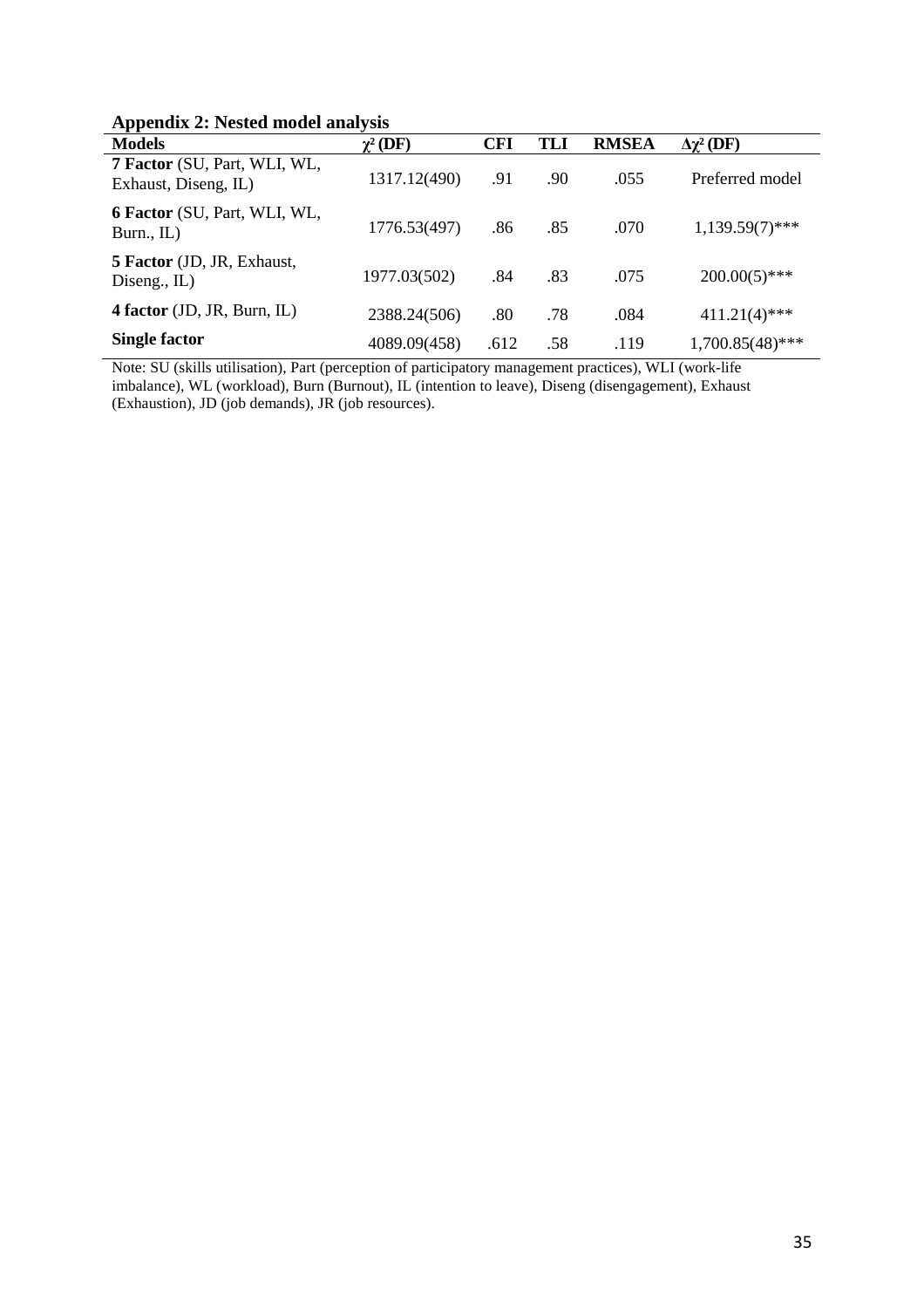## Appendix 2: Nested model analysis

| Models | $\chi^2$ (DF) | CFI | TLI | RMSEA | $\Delta\chi^2$ (DF) |
|---|---|---|---|---|---|
| **7 Factor** (SU, Part, WLI, WL, Exhaust, Diseng, IL) | 1317.12(490) | .91 | .90 | .055 | Preferred model |
| **6 Factor** (SU, Part, WLI, WL, Burn., IL) | 1776.53(497) | .86 | .85 | .070 | 1,139.59(7)*** |
| **5 Factor** (JD, JR, Exhaust, Diseng., IL) | 1977.03(502) | .84 | .83 | .075 | 200.00(5)*** |
| **4 factor** (JD, JR, Burn, IL) | 2388.24(506) | .80 | .78 | .084 | 411.21(4)*** |
| **Single factor** | 4089.09(458) | .612 | .58 | .119 | 1,700.85(48)*** |

Note: SU (skills utilisation), Part (perception of participatory management practices), WLI (work-life imbalance), WL (workload), Burn (Burnout), IL (intention to leave), Diseng (disengagement), Exhaust (Exhaustion), JD (job demands), JR (job resources).